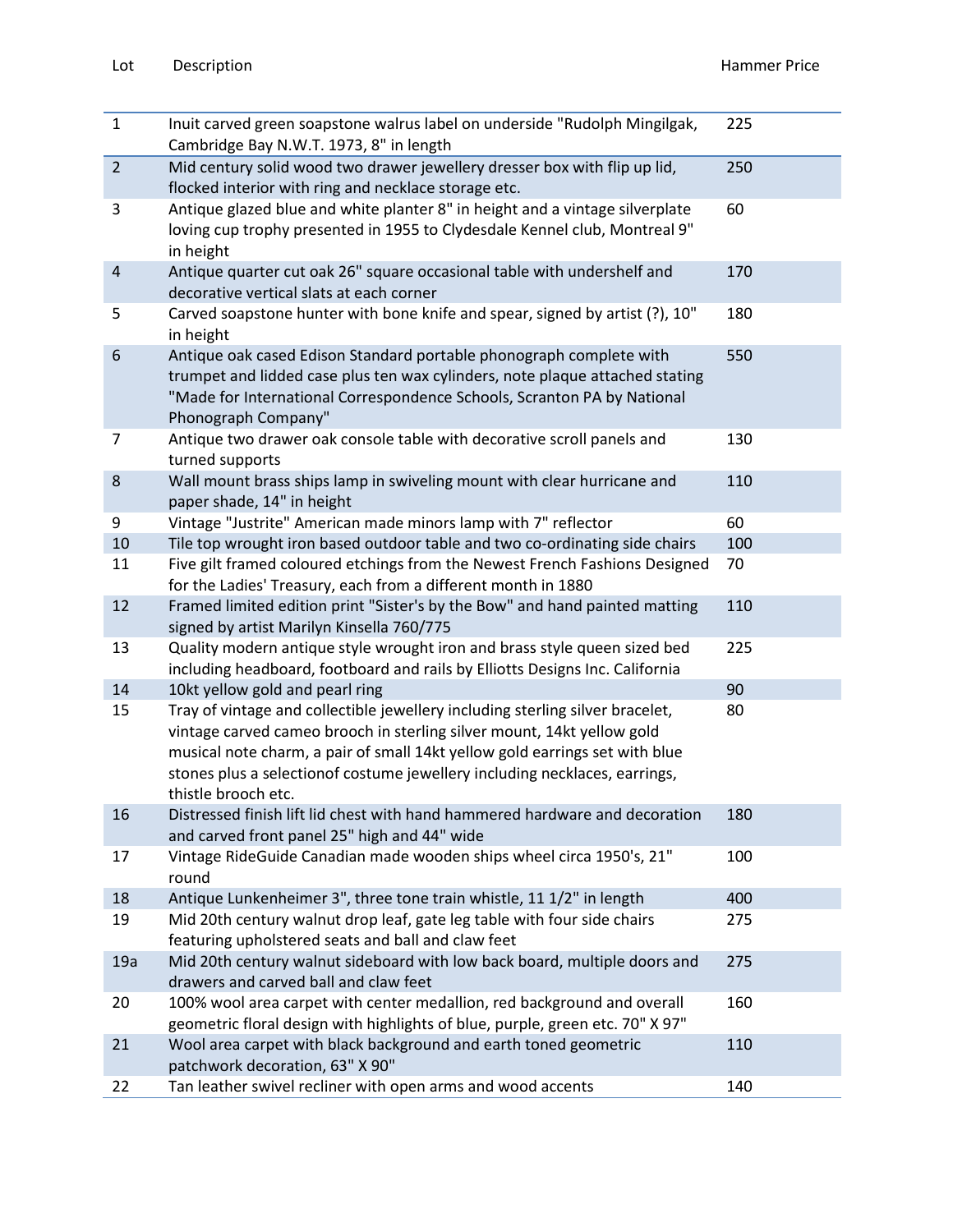| Lot | Description | Hammer Price |
|---|---|---|
| 1 | Inuit carved green soapstone walrus label on underside "Rudolph Mingilgak, Cambridge Bay N.W.T. 1973, 8" in length | 225 |
| 2 | Mid century solid wood two drawer jewellery dresser box with flip up lid, flocked interior with ring and necklace storage etc. | 250 |
| 3 | Antique glazed blue and white planter 8" in height and a vintage silverplate loving cup trophy presented in 1955 to Clydesdale Kennel club, Montreal 9" in height | 60 |
| 4 | Antique quarter cut oak 26" square occasional table with undershelf and decorative vertical slats at each corner | 170 |
| 5 | Carved soapstone hunter with bone knife and spear, signed by artist (?), 10" in height | 180 |
| 6 | Antique oak cased Edison Standard portable phonograph complete with trumpet and lidded case plus ten wax cylinders, note plaque attached stating "Made for International Correspondence Schools, Scranton PA by National Phonograph Company" | 550 |
| 7 | Antique two drawer oak console table with decorative scroll panels and turned supports | 130 |
| 8 | Wall mount brass ships lamp in swiveling mount with clear hurricane and paper shade, 14" in height | 110 |
| 9 | Vintage "Justrite" American made minors lamp with 7" reflector | 60 |
| 10 | Tile top wrought iron based outdoor table and two co-ordinating side chairs | 100 |
| 11 | Five gilt framed coloured etchings from the Newest French Fashions Designed for the Ladies' Treasury, each from a different month in 1880 | 70 |
| 12 | Framed limited edition print "Sister's by the Bow" and hand painted matting signed by artist Marilyn Kinsella 760/775 | 110 |
| 13 | Quality modern antique style wrought iron and brass style queen sized bed including headboard, footboard and rails by Elliotts Designs Inc. California | 225 |
| 14 | 10kt yellow gold and pearl ring | 90 |
| 15 | Tray of vintage and collectible jewellery including sterling silver bracelet, vintage carved cameo brooch in sterling silver mount, 14kt yellow gold musical note charm, a pair of small 14kt yellow gold earrings set with blue stones plus a selectionof costume jewellery including necklaces, earrings, thistle brooch etc. | 80 |
| 16 | Distressed finish lift lid chest with hand hammered hardware and decoration and carved front panel 25" high and 44" wide | 180 |
| 17 | Vintage RideGuide Canadian made wooden ships wheel circa 1950's, 21" round | 100 |
| 18 | Antique Lunkenheimer 3", three tone train whistle, 11 1/2" in length | 400 |
| 19 | Mid 20th century walnut drop leaf, gate leg table with four side chairs featuring upholstered seats and ball and claw feet | 275 |
| 19a | Mid 20th century walnut sideboard with low back board, multiple doors and drawers and carved ball and claw feet | 275 |
| 20 | 100% wool area carpet with center medallion, red background and overall geometric floral design with highlights of blue, purple, green etc. 70" X 97" | 160 |
| 21 | Wool area carpet with black background and earth toned geometric patchwork decoration, 63" X 90" | 110 |
| 22 | Tan leather swivel recliner with open arms and wood accents | 140 |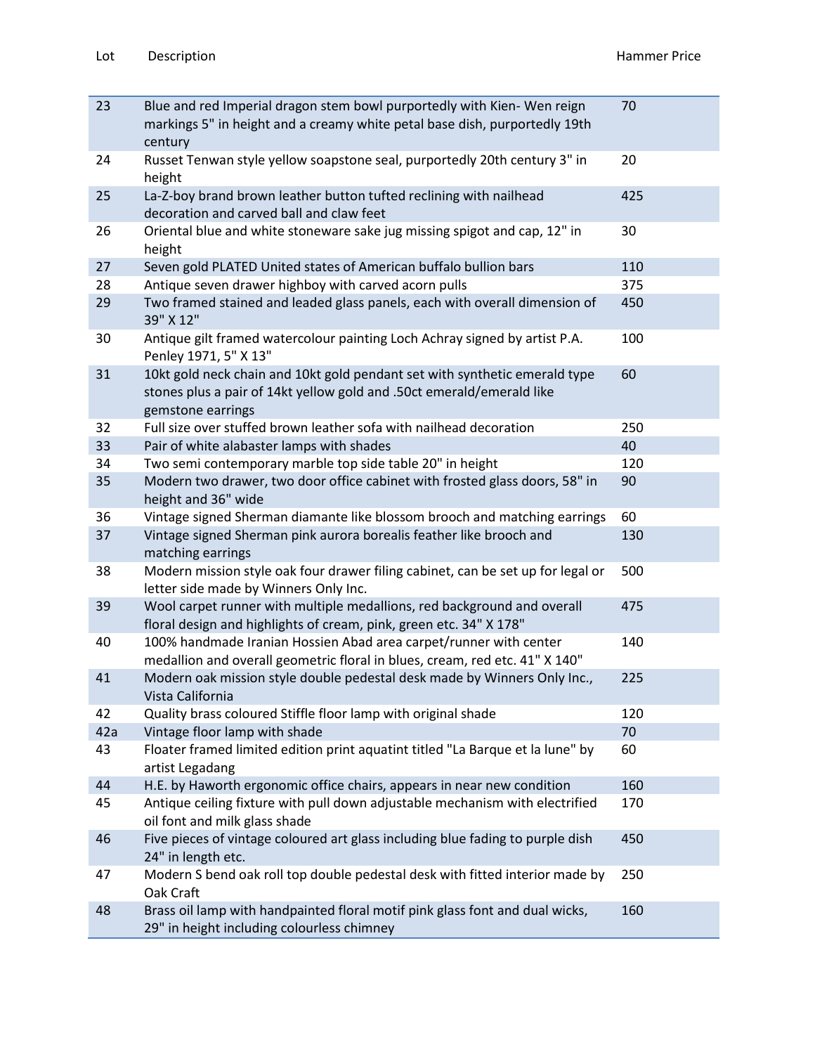| Lot | Description | Hammer Price |
|---|---|---|
| 23 | Blue and red Imperial dragon stem bowl purportedly with Kien- Wen reign markings 5" in height and a creamy white petal base dish, purportedly 19th century | 70 |
| 24 | Russet Tenwan style yellow soapstone seal, purportedly 20th century 3" in height | 20 |
| 25 | La-Z-boy brand brown leather button tufted reclining with nailhead decoration and carved ball and claw feet | 425 |
| 26 | Oriental blue and white stoneware sake jug missing spigot and cap, 12" in height | 30 |
| 27 | Seven gold PLATED United states of American buffalo bullion bars | 110 |
| 28 | Antique seven drawer highboy with carved acorn pulls | 375 |
| 29 | Two framed stained and leaded glass panels, each with overall dimension of 39" X 12" | 450 |
| 30 | Antique gilt framed watercolour painting Loch Achray signed by artist P.A. Penley 1971, 5" X 13" | 100 |
| 31 | 10kt gold neck chain and 10kt gold pendant set with synthetic emerald type stones plus a pair of 14kt yellow gold and .50ct emerald/emerald like gemstone earrings | 60 |
| 32 | Full size over stuffed brown leather sofa with nailhead decoration | 250 |
| 33 | Pair of white alabaster lamps with shades | 40 |
| 34 | Two semi contemporary marble top side table 20" in height | 120 |
| 35 | Modern two drawer, two door office cabinet with frosted glass doors, 58" in height and 36" wide | 90 |
| 36 | Vintage signed Sherman diamante like blossom brooch and matching earrings | 60 |
| 37 | Vintage signed Sherman pink aurora borealis feather like brooch and matching earrings | 130 |
| 38 | Modern mission style oak four drawer filing cabinet, can be set up for legal or letter side made by Winners Only Inc. | 500 |
| 39 | Wool carpet runner with multiple medallions, red background and overall floral design and highlights of cream, pink, green etc. 34" X 178" | 475 |
| 40 | 100% handmade Iranian Hossien Abad area carpet/runner with center medallion and overall geometric floral in blues, cream, red etc. 41" X 140" | 140 |
| 41 | Modern oak mission style double pedestal desk made by Winners Only Inc., Vista California | 225 |
| 42 | Quality brass coloured Stiffle floor lamp with original shade | 120 |
| 42a | Vintage floor lamp with shade | 70 |
| 43 | Floater framed limited edition print aquatint titled "La Barque et la lune" by artist Legadang | 60 |
| 44 | H.E. by Haworth ergonomic office chairs, appears in near new condition | 160 |
| 45 | Antique ceiling fixture with pull down adjustable mechanism with electrified oil font and milk glass shade | 170 |
| 46 | Five pieces of vintage coloured art glass including blue fading to purple dish 24" in length etc. | 450 |
| 47 | Modern S bend oak roll top double pedestal desk with fitted interior made by Oak Craft | 250 |
| 48 | Brass oil lamp with handpainted floral motif pink glass font and dual wicks, 29" in height including colourless chimney | 160 |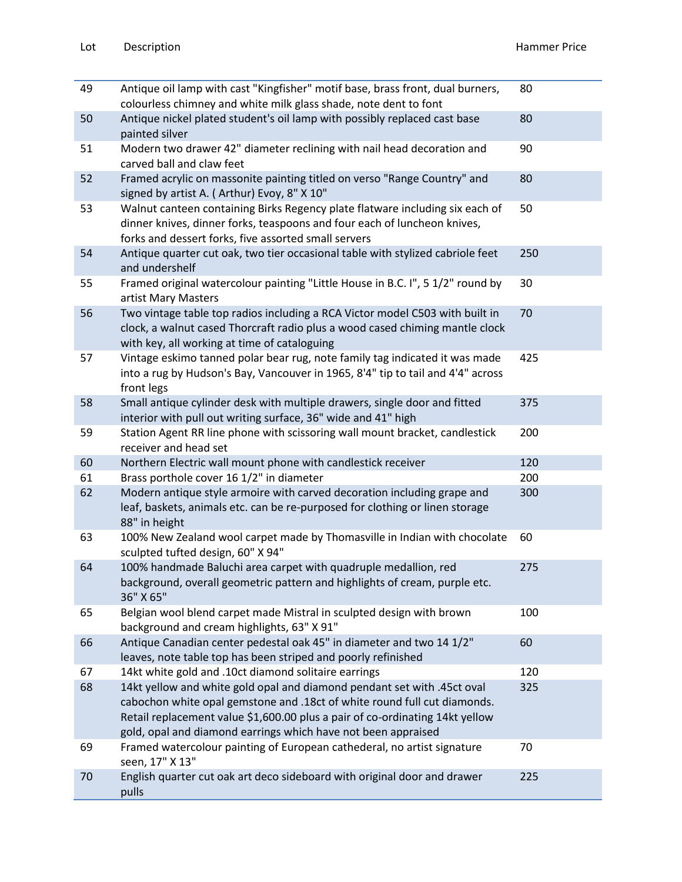| Lot | Description | Hammer Price |
|---|---|---|
| 49 | Antique oil lamp with cast "Kingfisher" motif base, brass front, dual burners, colourless chimney and white milk glass shade, note dent to font | 80 |
| 50 | Antique nickel plated student's oil lamp with possibly replaced cast base painted silver | 80 |
| 51 | Modern two drawer 42" diameter reclining with nail head decoration and carved ball and claw feet | 90 |
| 52 | Framed acrylic on massonite painting titled on verso "Range Country" and signed by artist A. ( Arthur) Evoy, 8" X 10" | 80 |
| 53 | Walnut canteen containing Birks Regency plate flatware including six each of dinner knives, dinner forks, teaspoons and four each of luncheon knives, forks and dessert forks, five assorted small servers | 50 |
| 54 | Antique quarter cut oak, two tier occasional table with stylized cabriole feet and undershelf | 250 |
| 55 | Framed original watercolour painting "Little House in B.C. I", 5 1/2" round by artist Mary Masters | 30 |
| 56 | Two vintage table top radios including a RCA Victor model C503 with built in clock, a walnut cased Thorcraft radio plus a wood cased chiming mantle clock with key, all working at time of cataloguing | 70 |
| 57 | Vintage eskimo tanned polar bear rug, note family tag indicated it was made into a rug by Hudson's Bay, Vancouver in 1965, 8'4" tip to tail and 4'4" across front legs | 425 |
| 58 | Small antique cylinder desk with multiple drawers, single door and fitted interior with pull out writing surface, 36" wide and 41" high | 375 |
| 59 | Station Agent RR line phone with scissoring wall mount bracket, candlestick receiver and head set | 200 |
| 60 | Northern Electric wall mount phone with candlestick receiver | 120 |
| 61 | Brass porthole cover 16 1/2" in diameter | 200 |
| 62 | Modern antique style armoire with carved decoration including grape and leaf, baskets, animals etc. can be re-purposed for clothing or linen storage 88" in height | 300 |
| 63 | 100% New Zealand wool carpet made by Thomasville in Indian with chocolate sculpted tufted design, 60" X 94" | 60 |
| 64 | 100% handmade Baluchi area carpet with quadruple medallion, red background, overall geometric pattern and highlights of cream, purple etc. 36" X 65" | 275 |
| 65 | Belgian wool blend carpet made Mistral in sculpted design with brown background and cream highlights, 63" X 91" | 100 |
| 66 | Antique Canadian center pedestal oak 45" in diameter and two 14 1/2" leaves, note table top has been striped and poorly refinished | 60 |
| 67 | 14kt white gold and .10ct diamond solitaire earrings | 120 |
| 68 | 14kt yellow and white gold opal and diamond pendant set with .45ct oval cabochon white opal gemstone and .18ct of white round full cut diamonds. Retail replacement value $1,600.00 plus a pair of co-ordinating 14kt yellow gold, opal and diamond earrings which have not been appraised | 325 |
| 69 | Framed watercolour painting of European cathederal, no artist signature seen, 17" X 13" | 70 |
| 70 | English quarter cut oak art deco sideboard with original door and drawer pulls | 225 |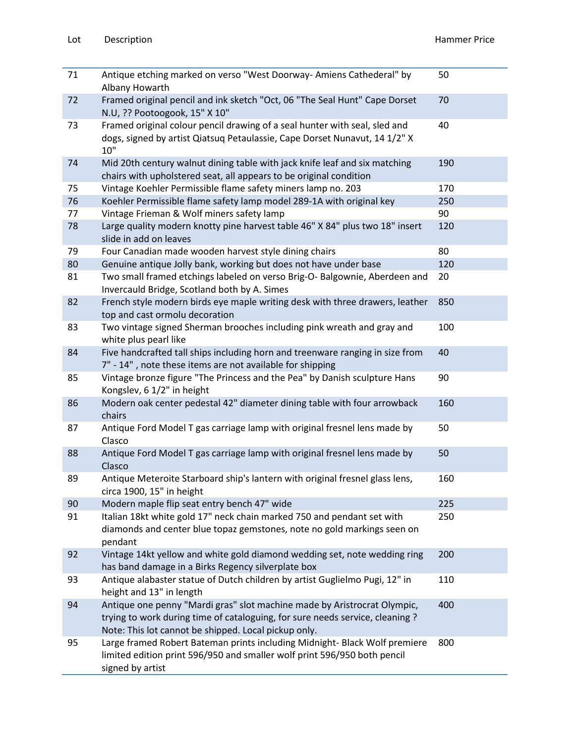| Lot | Description | Hammer Price |
| --- | --- | --- |
| 71 | Antique etching marked on verso "West Doorway- Amiens Cathederal" by Albany Howarth | 50 |
| 72 | Framed original pencil and ink sketch "Oct, 06 "The Seal Hunt" Cape Dorset N.U, ?? Pootoogook, 15" X 10" | 70 |
| 73 | Framed original colour pencil drawing of a seal hunter with seal, sled and dogs, signed by artist Qiatsuq Petaulassie, Cape Dorset Nunavut, 14 1/2" X 10" | 40 |
| 74 | Mid 20th century walnut dining table with jack knife leaf and six matching chairs with upholstered seat, all appears to be original condition | 190 |
| 75 | Vintage Koehler Permissible flame safety miners lamp no. 203 | 170 |
| 76 | Koehler Permissible flame safety lamp model 289-1A with original key | 250 |
| 77 | Vintage Frieman & Wolf miners safety lamp | 90 |
| 78 | Large quality modern knotty pine harvest table 46" X 84" plus two 18" insert slide in add on leaves | 120 |
| 79 | Four Canadian made wooden harvest style dining chairs | 80 |
| 80 | Genuine antique Jolly bank, working but does not have under base | 120 |
| 81 | Two small framed etchings labeled on verso Brig-O- Balgownie, Aberdeen and Invercauld Bridge, Scotland both by A. Simes | 20 |
| 82 | French style modern birds eye maple writing desk with three drawers, leather top and cast ormolu decoration | 850 |
| 83 | Two vintage signed Sherman brooches including pink wreath and gray and white plus pearl like | 100 |
| 84 | Five handcrafted tall ships including horn and treenware ranging in size from 7" - 14" , note these items are not available for shipping | 40 |
| 85 | Vintage bronze figure "The Princess and the Pea" by Danish sculpture Hans Kongslev, 6 1/2" in height | 90 |
| 86 | Modern oak center pedestal 42" diameter dining table with four arrowback chairs | 160 |
| 87 | Antique Ford Model T gas carriage lamp with original fresnel lens made by Clasco | 50 |
| 88 | Antique Ford Model T gas carriage lamp with original fresnel lens made by Clasco | 50 |
| 89 | Antique Meteroite Starboard ship's lantern with original fresnel glass lens, circa 1900, 15" in height | 160 |
| 90 | Modern maple flip seat entry bench 47" wide | 225 |
| 91 | Italian 18kt white gold 17" neck chain marked 750 and pendant set with diamonds and center blue topaz gemstones, note no gold markings seen on pendant | 250 |
| 92 | Vintage 14kt yellow and white gold diamond wedding set, note wedding ring has band damage in a Birks Regency silverplate box | 200 |
| 93 | Antique alabaster statue of Dutch children by artist Guglielmo Pugi, 12" in height and 13" in length | 110 |
| 94 | Antique one penny "Mardi gras" slot machine made by Aristocrat Olympic, trying to work during time of cataloguing, for sure needs service, cleaning ? Note: This lot cannot be shipped. Local pickup only. | 400 |
| 95 | Large framed Robert Bateman prints including Midnight- Black Wolf premiere limited edition print 596/950 and smaller wolf print 596/950 both pencil signed by artist | 800 |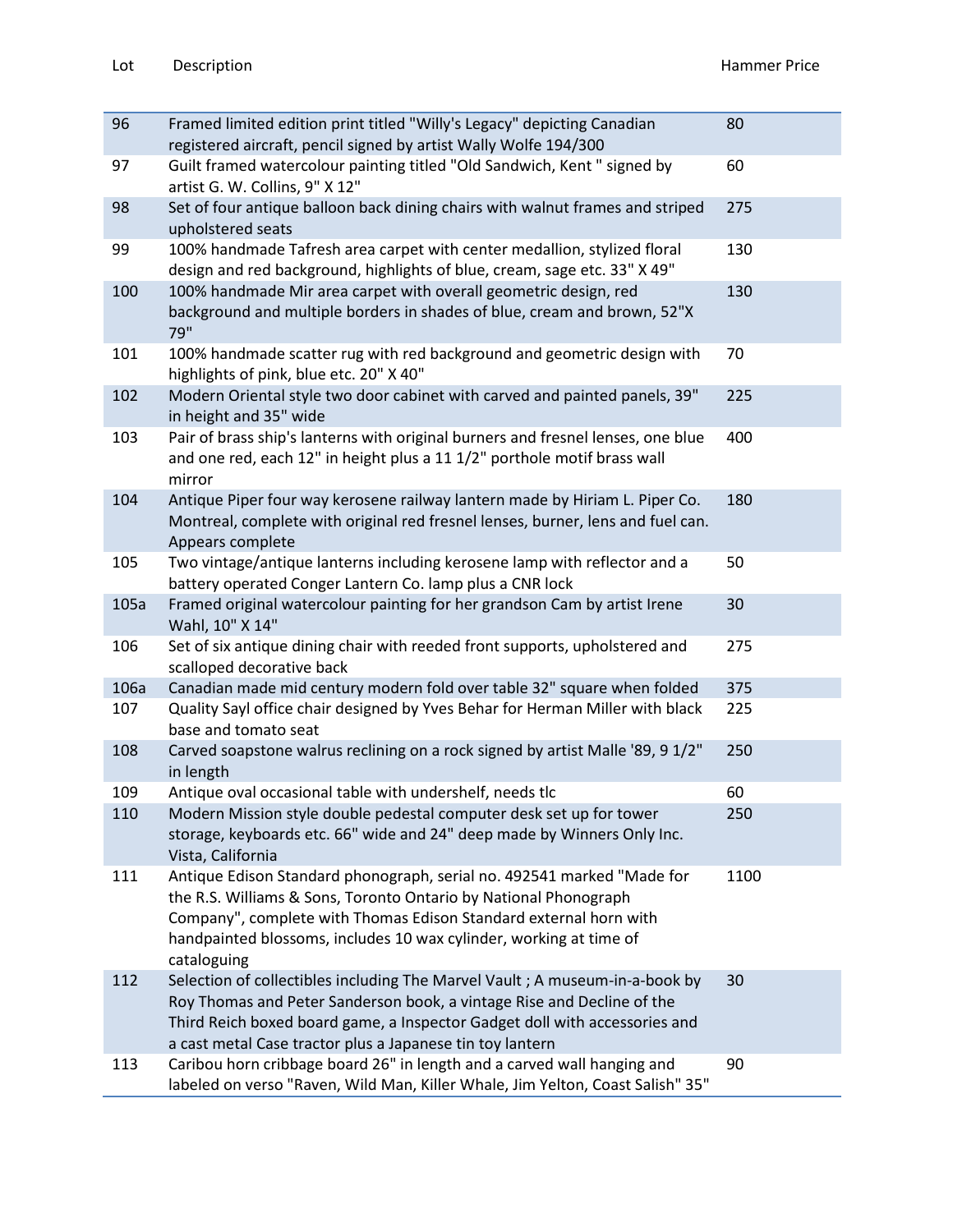| Lot | Description | Hammer Price |
|---|---|---|
| 96 | Framed limited edition print titled "Willy's Legacy" depicting Canadian registered aircraft, pencil signed by artist Wally Wolfe 194/300 | 80 |
| 97 | Guilt framed watercolour painting titled "Old Sandwich, Kent " signed by artist G. W. Collins, 9" X 12" | 60 |
| 98 | Set of four antique balloon back dining chairs with walnut frames and striped upholstered seats | 275 |
| 99 | 100% handmade Tafresh area carpet with center medallion, stylized floral design and red background, highlights of blue, cream, sage etc. 33" X 49" | 130 |
| 100 | 100% handmade Mir area carpet with overall geometric design, red background and multiple borders in shades of blue, cream and brown, 52"X 79" | 130 |
| 101 | 100% handmade scatter rug with red background and geometric design with highlights of pink, blue etc. 20" X 40" | 70 |
| 102 | Modern Oriental style two door cabinet with carved and painted panels, 39" in height and 35" wide | 225 |
| 103 | Pair of brass ship's lanterns with original burners and fresnel lenses, one blue and one red, each 12" in height plus a 11 1/2" porthole motif brass wall mirror | 400 |
| 104 | Antique Piper four way kerosene railway lantern made by Hiriam L. Piper Co. Montreal, complete with original red fresnel lenses, burner, lens and fuel can. Appears complete | 180 |
| 105 | Two vintage/antique lanterns including kerosene lamp with reflector and a battery operated Conger Lantern Co. lamp plus a CNR lock | 50 |
| 105a | Framed original watercolour painting for her grandson Cam by artist Irene Wahl, 10" X 14" | 30 |
| 106 | Set of six antique dining chair with reeded front supports, upholstered and scalloped decorative back | 275 |
| 106a | Canadian made mid century modern fold over table 32" square when folded | 375 |
| 107 | Quality Sayl office chair designed by Yves Behar for Herman Miller with black base and tomato seat | 225 |
| 108 | Carved soapstone walrus reclining on a rock signed by artist Malle '89, 9 1/2" in length | 250 |
| 109 | Antique oval occasional table with undershelf, needs tlc | 60 |
| 110 | Modern Mission style double pedestal computer desk set up for tower storage, keyboards etc. 66" wide and 24" deep made by Winners Only Inc. Vista, California | 250 |
| 111 | Antique Edison Standard phonograph, serial no. 492541 marked "Made for the R.S. Williams & Sons, Toronto Ontario by National Phonograph Company", complete with Thomas Edison Standard external horn with handpainted blossoms, includes 10 wax cylinder, working at time of cataloguing | 1100 |
| 112 | Selection of collectibles including The Marvel Vault ; A museum-in-a-book by Roy Thomas and Peter Sanderson book, a vintage Rise and Decline of the Third Reich boxed board game, a Inspector Gadget doll with accessories and a cast metal Case tractor plus a Japanese tin toy lantern | 30 |
| 113 | Caribou horn cribbage board 26" in length and a carved wall hanging and labeled on verso "Raven, Wild Man, Killer Whale, Jim Yelton, Coast Salish" 35" | 90 |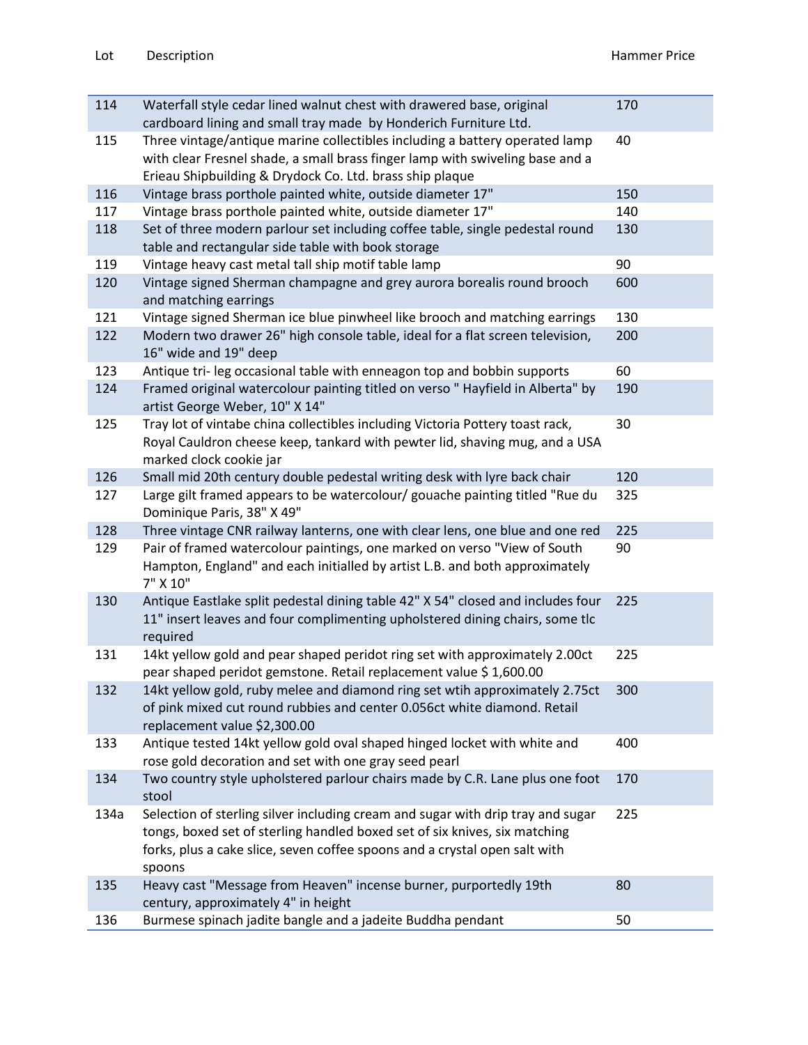| Lot | Description | Hammer Price |
|---|---|---|
| 114 | Waterfall style cedar lined walnut chest with drawered base, original cardboard lining and small tray made by Honderich Furniture Ltd. | 170 |
| 115 | Three vintage/antique marine collectibles including a battery operated lamp with clear Fresnel shade, a small brass finger lamp with swiveling base and a Erieau Shipbuilding & Drydock Co. Ltd. brass ship plaque | 40 |
| 116 | Vintage brass porthole painted white, outside diameter 17" | 150 |
| 117 | Vintage brass porthole painted white, outside diameter 17" | 140 |
| 118 | Set of three modern parlour set including coffee table, single pedestal round table and rectangular side table with book storage | 130 |
| 119 | Vintage heavy cast metal tall ship motif table lamp | 90 |
| 120 | Vintage signed Sherman champagne and grey aurora borealis round brooch and matching earrings | 600 |
| 121 | Vintage signed Sherman ice blue pinwheel like brooch and matching earrings | 130 |
| 122 | Modern two drawer 26" high console table, ideal for a flat screen television, 16" wide and 19" deep | 200 |
| 123 | Antique tri- leg occasional table with enneagon top and bobbin supports | 60 |
| 124 | Framed original watercolour painting titled on verso " Hayfield in Alberta" by artist George Weber, 10" X 14" | 190 |
| 125 | Tray lot of vintabe china collectibles including Victoria Pottery toast rack, Royal Cauldron cheese keep, tankard with pewter lid, shaving mug, and a USA marked clock cookie jar | 30 |
| 126 | Small mid 20th century double pedestal writing desk with lyre back chair | 120 |
| 127 | Large gilt framed appears to be watercolour/ gouache painting titled "Rue du Dominique Paris, 38" X 49" | 325 |
| 128 | Three vintage CNR railway lanterns, one with clear lens, one blue and one red | 225 |
| 129 | Pair of framed watercolour paintings, one marked on verso "View of South Hampton, England" and each initialled by artist L.B. and both approximately 7" X 10" | 90 |
| 130 | Antique Eastlake split pedestal dining table 42" X 54" closed and includes four 11" insert leaves and four complimenting upholstered dining chairs, some tlc required | 225 |
| 131 | 14kt yellow gold and pear shaped peridot ring set with approximately 2.00ct pear shaped peridot gemstone. Retail replacement value $ 1,600.00 | 225 |
| 132 | 14kt yellow gold, ruby melee and diamond ring set wtih approximately 2.75ct of pink mixed cut round rubbies and center 0.056ct white diamond. Retail replacement value $2,300.00 | 300 |
| 133 | Antique tested 14kt yellow gold oval shaped hinged locket with white and rose gold decoration and set with one gray seed pearl | 400 |
| 134 | Two country style upholstered parlour chairs made by C.R. Lane plus one foot stool | 170 |
| 134a | Selection of sterling silver including cream and sugar with drip tray and sugar tongs, boxed set of sterling handled boxed set of six knives, six matching forks, plus a cake slice, seven coffee spoons and a crystal open salt with spoons | 225 |
| 135 | Heavy cast "Message from Heaven" incense burner, purportedly 19th century, approximately 4" in height | 80 |
| 136 | Burmese spinach jadite bangle and a jadeite Buddha pendant | 50 |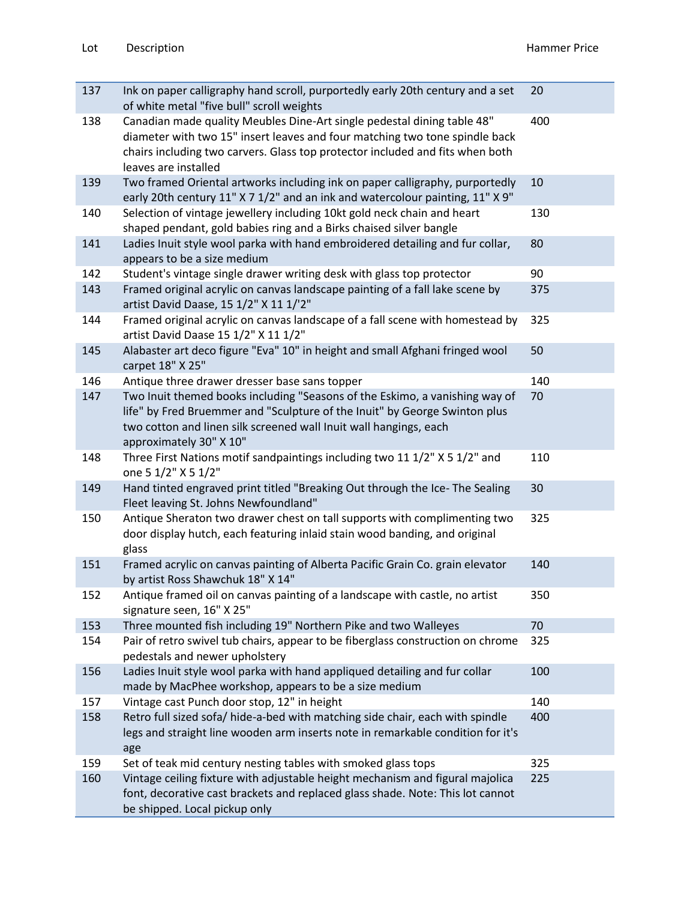| Lot | Description | Hammer Price |
|---|---|---|
| 137 | Ink on paper calligraphy hand scroll, purportedly early 20th century and a set of white metal "five bull" scroll weights | 20 |
| 138 | Canadian made quality Meubles Dine-Art single pedestal dining table 48" diameter with two 15" insert leaves and four matching two tone spindle back chairs including two carvers. Glass top protector included and fits when both leaves are installed | 400 |
| 139 | Two framed Oriental artworks including ink on paper calligraphy, purportedly early 20th century 11" X 7 1/2" and an ink and watercolour painting, 11" X 9" | 10 |
| 140 | Selection of vintage jewellery including 10kt gold neck chain and heart shaped pendant, gold babies ring and a Birks chaised silver bangle | 130 |
| 141 | Ladies Inuit style wool parka with hand embroidered detailing and fur collar, appears to be a size medium | 80 |
| 142 | Student's vintage single drawer writing desk with glass top protector | 90 |
| 143 | Framed original acrylic on canvas landscape painting of a fall lake scene by artist David Daase, 15 1/2" X 11 1/'2" | 375 |
| 144 | Framed original acrylic on canvas landscape of a fall scene with homestead by artist David Daase 15 1/2" X 11 1/2" | 325 |
| 145 | Alabaster art deco figure "Eva" 10" in height and small Afghani fringed wool carpet 18" X 25" | 50 |
| 146 | Antique three drawer dresser base sans topper | 140 |
| 147 | Two Inuit themed books including "Seasons of the Eskimo, a vanishing way of life" by Fred Bruemmer and "Sculpture of the Inuit" by George Swinton plus two cotton and linen silk screened wall Inuit wall hangings, each approximately 30" X 10" | 70 |
| 148 | Three First Nations motif sandpaintings including two 11 1/2" X 5 1/2" and one 5 1/2" X 5 1/2" | 110 |
| 149 | Hand tinted engraved print titled "Breaking Out through the Ice- The Sealing Fleet leaving St. Johns Newfoundland" | 30 |
| 150 | Antique Sheraton two drawer chest on tall supports with complimenting two door display hutch, each featuring inlaid stain wood banding, and original glass | 325 |
| 151 | Framed acrylic on canvas painting of Alberta Pacific Grain Co. grain elevator by artist Ross Shawchuk 18" X 14" | 140 |
| 152 | Antique framed oil on canvas painting of a landscape with castle, no artist signature seen, 16" X 25" | 350 |
| 153 | Three mounted fish including 19" Northern Pike and two Walleyes | 70 |
| 154 | Pair of retro swivel tub chairs, appear to be fiberglass construction on chrome pedestals and newer upholstery | 325 |
| 156 | Ladies Inuit style wool parka with hand appliqued detailing and fur collar made by MacPhee workshop, appears to be a size medium | 100 |
| 157 | Vintage cast Punch door stop, 12" in height | 140 |
| 158 | Retro full sized sofa/ hide-a-bed with matching side chair, each with spindle legs and straight line wooden arm inserts note in remarkable condition for it's age | 400 |
| 159 | Set of teak mid century nesting tables with smoked glass tops | 325 |
| 160 | Vintage ceiling fixture with adjustable height mechanism and figural majolica font, decorative cast brackets and replaced glass shade. Note: This lot cannot be shipped. Local pickup only | 225 |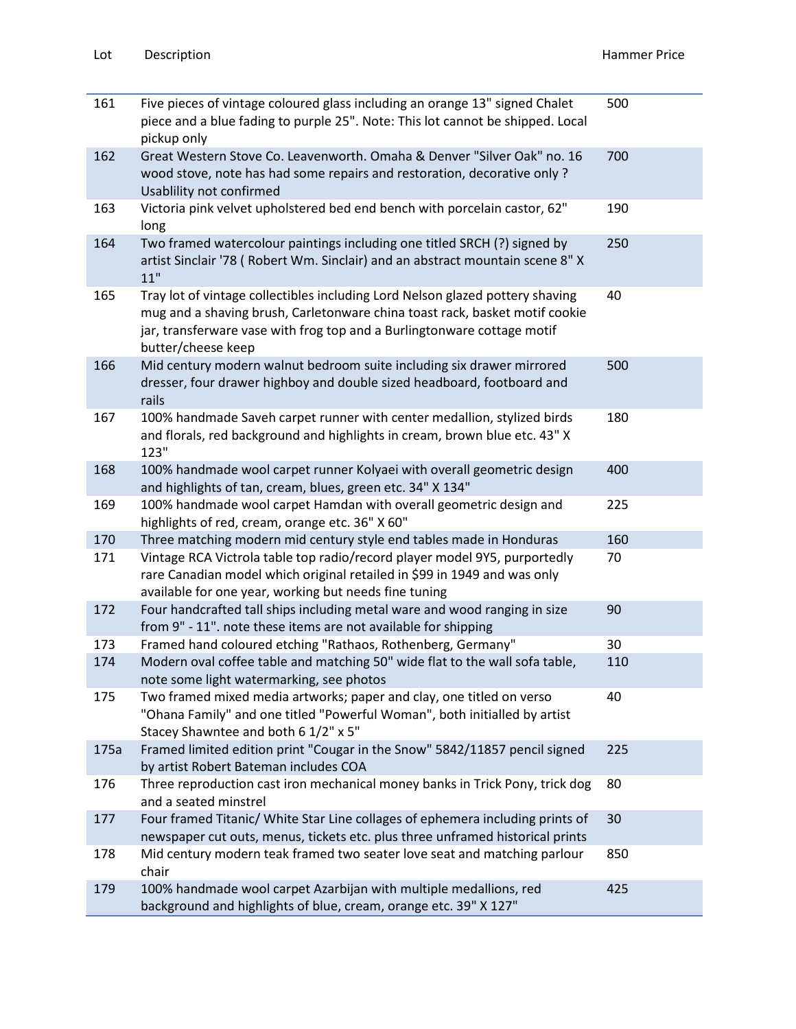| Lot | Description | Hammer Price |
|---|---|---|
| 161 | Five pieces of vintage coloured glass including an orange 13" signed Chalet piece and a blue fading to purple 25". Note: This lot cannot be shipped. Local pickup only | 500 |
| 162 | Great Western Stove Co. Leavenworth. Omaha & Denver "Silver Oak" no. 16 wood stove, note has had some repairs and restoration, decorative only ? Usablility not confirmed | 700 |
| 163 | Victoria pink velvet upholstered bed end bench with porcelain castor, 62" long | 190 |
| 164 | Two framed watercolour paintings including one titled SRCH (?) signed by artist Sinclair '78 ( Robert Wm. Sinclair) and an abstract mountain scene 8" X 11" | 250 |
| 165 | Tray lot of vintage collectibles including Lord Nelson glazed pottery shaving mug and a shaving brush, Carletonware china toast rack, basket motif cookie jar, transferware vase with frog top and a Burlingtonware cottage motif butter/cheese keep | 40 |
| 166 | Mid century modern walnut bedroom suite including six drawer mirrored dresser, four drawer highboy and double sized headboard, footboard and rails | 500 |
| 167 | 100% handmade Saveh carpet runner with center medallion, stylized birds and florals, red background and highlights in cream, brown blue etc. 43" X 123" | 180 |
| 168 | 100% handmade wool carpet runner Kolyaei with overall geometric design and highlights of tan, cream, blues, green etc. 34" X 134" | 400 |
| 169 | 100% handmade wool carpet Hamdan with overall geometric design and highlights of red, cream, orange etc. 36" X 60" | 225 |
| 170 | Three matching modern mid century style end tables made in Honduras | 160 |
| 171 | Vintage RCA Victrola table top radio/record player model 9Y5, purportedly rare Canadian model which original retailed in $99 in 1949 and was only available for one year, working but needs fine tuning | 70 |
| 172 | Four handcrafted tall ships including metal ware and wood ranging in size from 9" - 11". note these items are not available for shipping | 90 |
| 173 | Framed hand coloured etching "Rathaos, Rothenberg, Germany" | 30 |
| 174 | Modern oval coffee table and matching 50" wide flat to the wall sofa table, note some light watermarking, see photos | 110 |
| 175 | Two framed mixed media artworks; paper and clay, one titled on verso "Ohana Family" and one titled "Powerful Woman", both initialled by artist Stacey Shawntee and both 6 1/2" x 5" | 40 |
| 175a | Framed limited edition print "Cougar in the Snow" 5842/11857 pencil signed by artist Robert Bateman includes COA | 225 |
| 176 | Three reproduction cast iron mechanical money banks in Trick Pony, trick dog and a seated minstrel | 80 |
| 177 | Four framed Titanic/ White Star Line collages of ephemera including prints of newspaper cut outs, menus, tickets etc. plus three unframed historical prints | 30 |
| 178 | Mid century modern teak framed two seater love seat and matching parlour chair | 850 |
| 179 | 100% handmade wool carpet Azarbijan with multiple medallions, red background and highlights of blue, cream, orange etc. 39" X 127" | 425 |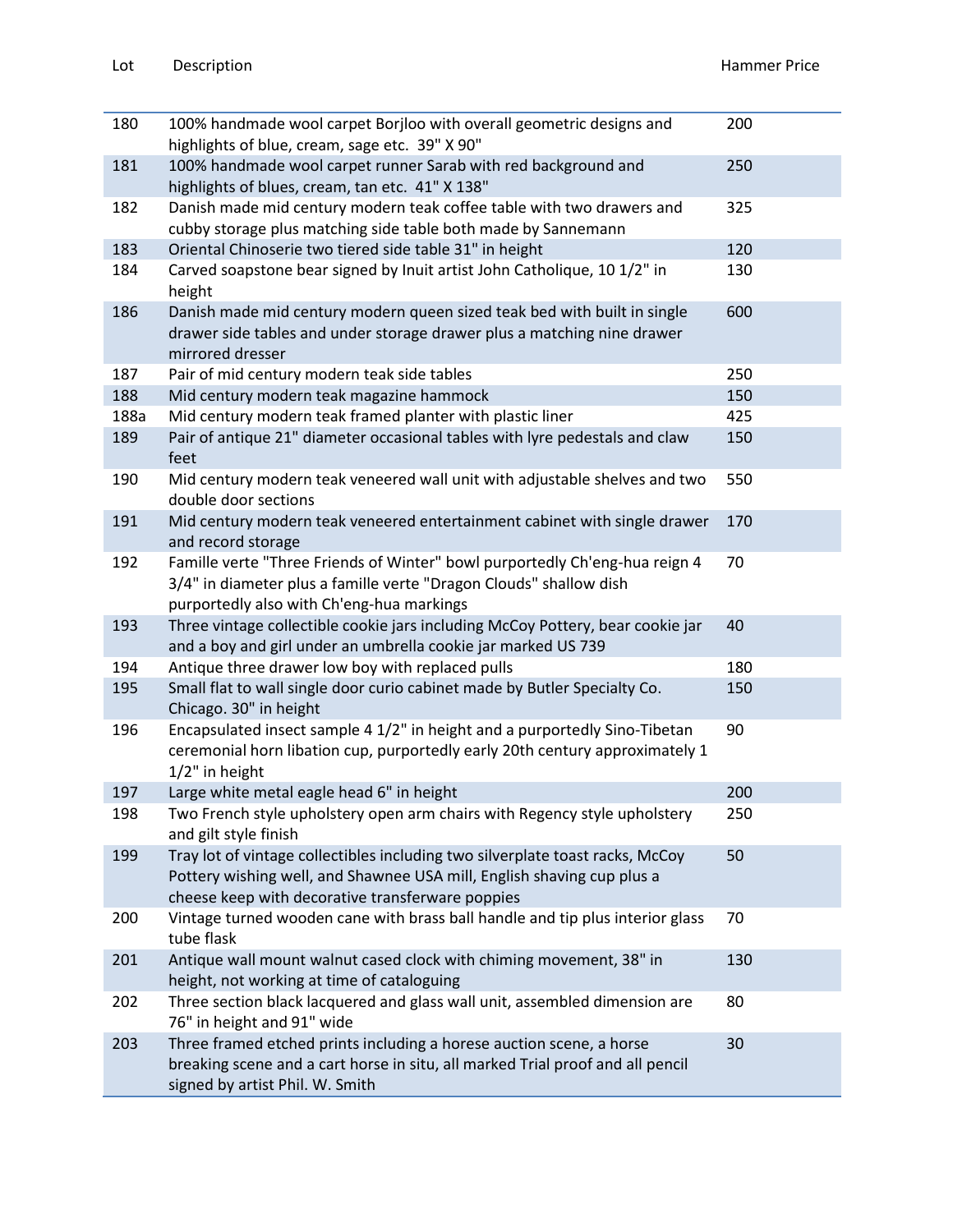| Lot | Description | Hammer Price |
| --- | --- | --- |
| 180 | 100% handmade wool carpet Borjloo with overall geometric designs and highlights of blue, cream, sage etc. 39" X 90" | 200 |
| 181 | 100% handmade wool carpet runner Sarab with red background and highlights of blues, cream, tan etc. 41" X 138" | 250 |
| 182 | Danish made mid century modern teak coffee table with two drawers and cubby storage plus matching side table both made by Sannemann | 325 |
| 183 | Oriental Chinoserie two tiered side table 31" in height | 120 |
| 184 | Carved soapstone bear signed by Inuit artist John Catholique, 10 1/2" in height | 130 |
| 186 | Danish made mid century modern queen sized teak bed with built in single drawer side tables and under storage drawer plus a matching nine drawer mirrored dresser | 600 |
| 187 | Pair of mid century modern teak side tables | 250 |
| 188 | Mid century modern teak magazine hammock | 150 |
| 188a | Mid century modern teak framed planter with plastic liner | 425 |
| 189 | Pair of antique 21" diameter occasional tables with lyre pedestals and claw feet | 150 |
| 190 | Mid century modern teak veneered wall unit with adjustable shelves and two double door sections | 550 |
| 191 | Mid century modern teak veneered entertainment cabinet with single drawer and record storage | 170 |
| 192 | Famille verte "Three Friends of Winter" bowl purportedly Ch'eng-hua reign 4 3/4" in diameter plus a famille verte "Dragon Clouds" shallow dish purportedly also with Ch'eng-hua markings | 70 |
| 193 | Three vintage collectible cookie jars including McCoy Pottery, bear cookie jar and a boy and girl under an umbrella cookie jar marked US 739 | 40 |
| 194 | Antique three drawer low boy with replaced pulls | 180 |
| 195 | Small flat to wall single door curio cabinet made by Butler Specialty Co. Chicago. 30" in height | 150 |
| 196 | Encapsulated insect sample 4 1/2" in height and a purportedly Sino-Tibetan ceremonial horn libation cup, purportedly early 20th century approximately 1 1/2" in height | 90 |
| 197 | Large white metal eagle head 6" in height | 200 |
| 198 | Two French style upholstery open arm chairs with Regency style upholstery and gilt style finish | 250 |
| 199 | Tray lot of vintage collectibles including two silverplate toast racks, McCoy Pottery wishing well, and Shawnee USA mill, English shaving cup plus a cheese keep with decorative transferware poppies | 50 |
| 200 | Vintage turned wooden cane with brass ball handle and tip plus interior glass tube flask | 70 |
| 201 | Antique wall mount walnut cased clock with chiming movement, 38" in height, not working at time of cataloguing | 130 |
| 202 | Three section black lacquered and glass wall unit, assembled dimension are 76" in height and 91" wide | 80 |
| 203 | Three framed etched prints including a horese auction scene, a horse breaking scene and a cart horse in situ, all marked Trial proof and all pencil signed by artist Phil. W. Smith | 30 |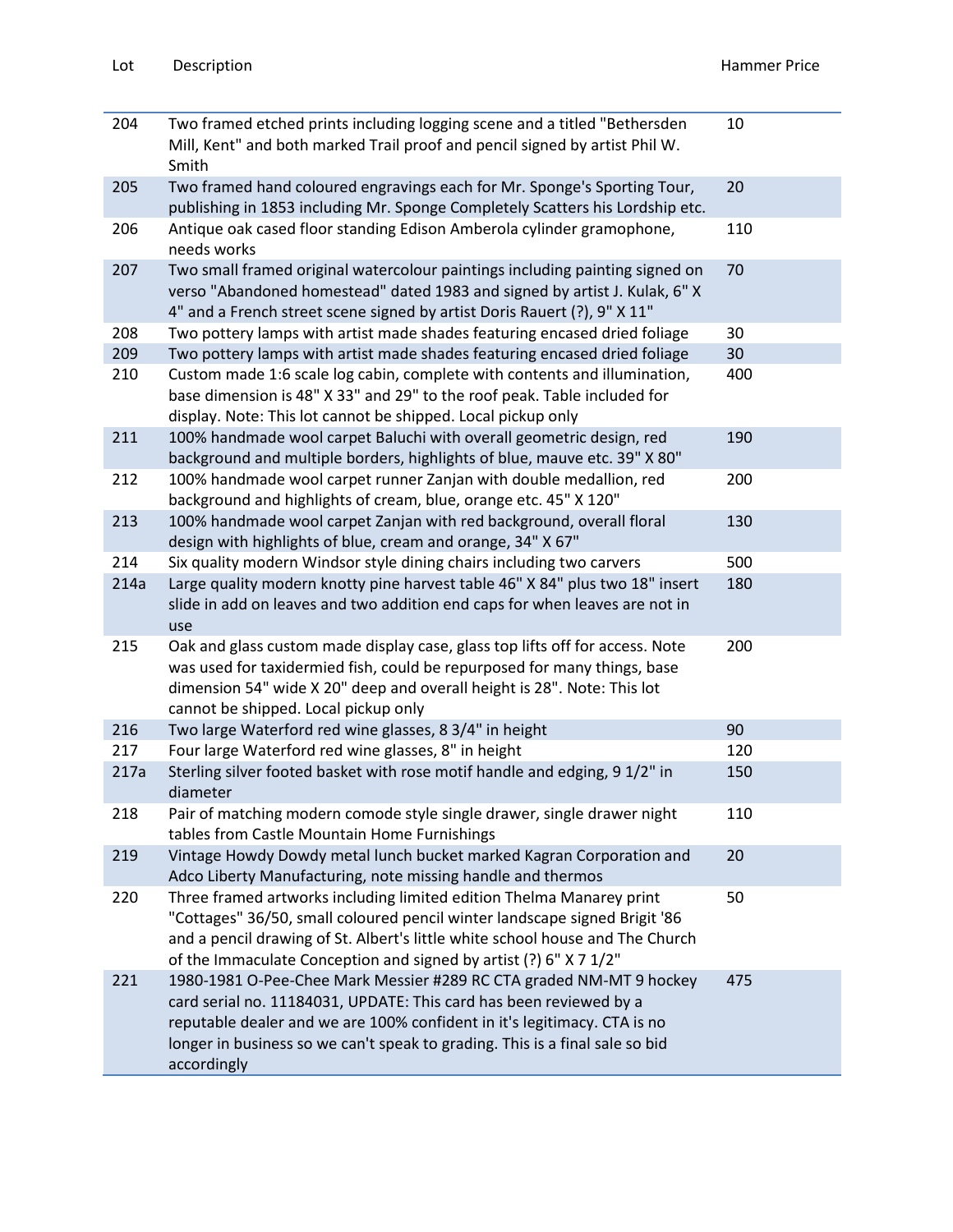| Lot | Description | Hammer Price |
| --- | --- | --- |
| 204 | Two framed etched prints including logging scene and a titled "Bethersden Mill, Kent" and both marked Trail proof and pencil signed by artist Phil W. Smith | 10 |
| 205 | Two framed hand coloured engravings each for Mr. Sponge's Sporting Tour, publishing in 1853 including Mr. Sponge Completely Scatters his Lordship etc. | 20 |
| 206 | Antique oak cased floor standing Edison Amberola cylinder gramophone, needs works | 110 |
| 207 | Two small framed original watercolour paintings including painting signed on verso "Abandoned homestead" dated 1983 and signed by artist J. Kulak, 6" X 4" and a French street scene signed by artist Doris Rauert (?), 9" X 11" | 70 |
| 208 | Two pottery lamps with artist made shades featuring encased dried foliage | 30 |
| 209 | Two pottery lamps with artist made shades featuring encased dried foliage | 30 |
| 210 | Custom made 1:6 scale log cabin, complete with contents and illumination, base dimension is 48" X 33" and 29" to the roof peak. Table included for display. Note: This lot cannot be shipped. Local pickup only | 400 |
| 211 | 100% handmade wool carpet Baluchi with overall geometric design, red background and multiple borders, highlights of blue, mauve etc. 39" X 80" | 190 |
| 212 | 100% handmade wool carpet runner Zanjan with double medallion, red background and highlights of cream, blue, orange etc. 45" X 120" | 200 |
| 213 | 100% handmade wool carpet Zanjan with red background, overall floral design with highlights of blue, cream and orange, 34" X 67" | 130 |
| 214 | Six quality modern Windsor style dining chairs including two carvers | 500 |
| 214a | Large quality modern knotty pine harvest table 46" X 84" plus two 18" insert slide in add on leaves and two addition end caps for when leaves are not in use | 180 |
| 215 | Oak and glass custom made display case, glass top lifts off for access. Note was used for taxidermied fish, could be repurposed for many things, base dimension 54" wide X 20" deep and overall height is 28". Note: This lot cannot be shipped. Local pickup only | 200 |
| 216 | Two large Waterford red wine glasses, 8 3/4" in height | 90 |
| 217 | Four large Waterford red wine glasses, 8" in height | 120 |
| 217a | Sterling silver footed basket with rose motif handle and edging, 9 1/2" in diameter | 150 |
| 218 | Pair of matching modern comode style single drawer, single drawer night tables from Castle Mountain Home Furnishings | 110 |
| 219 | Vintage Howdy Dowdy metal lunch bucket marked Kagran Corporation and Adco Liberty Manufacturing, note missing handle and thermos | 20 |
| 220 | Three framed artworks including limited edition Thelma Manarey print "Cottages" 36/50, small coloured pencil winter landscape signed Brigit '86 and a pencil drawing of St. Albert's little white school house and The Church of the Immaculate Conception and signed by artist (?) 6" X 7 1/2" | 50 |
| 221 | 1980-1981 O-Pee-Chee Mark Messier #289 RC CTA graded NM-MT 9 hockey card serial no. 11184031, UPDATE: This card has been reviewed by a reputable dealer and we are 100% confident in it's legitimacy. CTA is no longer in business so we can't speak to grading. This is a final sale so bid accordingly | 475 |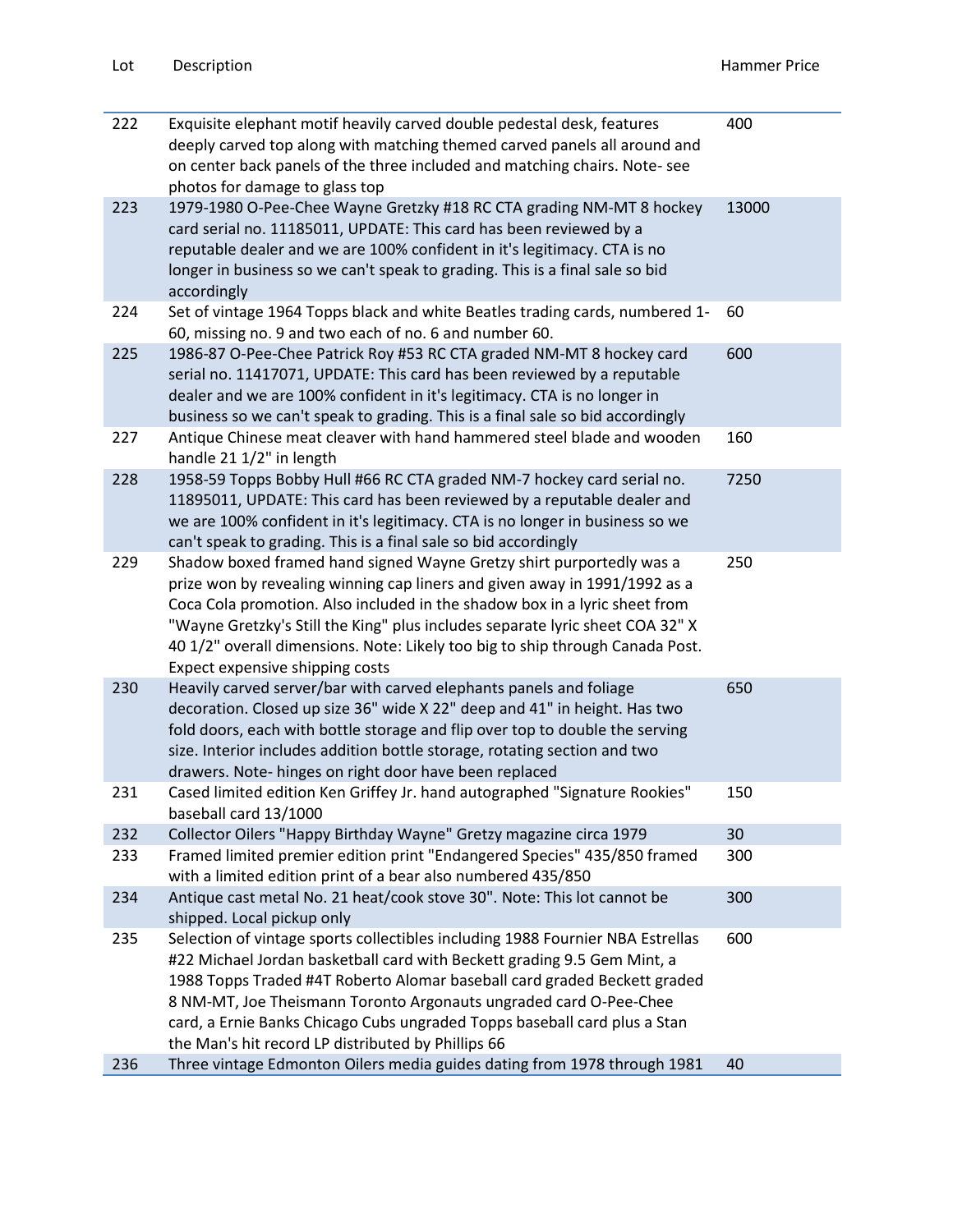| Lot | Description | Hammer Price |
|---|---|---|
| 222 | Exquisite elephant motif heavily carved double pedestal desk, features deeply carved top along with matching themed carved panels all around and on center back panels of the three included and matching chairs. Note- see photos for damage to glass top | 400 |
| 223 | 1979-1980 O-Pee-Chee Wayne Gretzky #18 RC CTA grading NM-MT 8 hockey card serial no. 11185011, UPDATE: This card has been reviewed by a reputable dealer and we are 100% confident in it's legitimacy. CTA is no longer in business so we can't speak to grading. This is a final sale so bid accordingly | 13000 |
| 224 | Set of vintage 1964 Topps black and white Beatles trading cards, numbered 1-60, missing no. 9 and two each of no. 6 and number 60. | 60 |
| 225 | 1986-87 O-Pee-Chee Patrick Roy #53 RC CTA graded NM-MT 8 hockey card serial no. 11417071, UPDATE: This card has been reviewed by a reputable dealer and we are 100% confident in it's legitimacy. CTA is no longer in business so we can't speak to grading. This is a final sale so bid accordingly | 600 |
| 227 | Antique Chinese meat cleaver with hand hammered steel blade and wooden handle 21 1/2" in length | 160 |
| 228 | 1958-59 Topps Bobby Hull #66 RC CTA graded NM-7 hockey card serial no. 11895011, UPDATE: This card has been reviewed by a reputable dealer and we are 100% confident in it's legitimacy. CTA is no longer in business so we can't speak to grading. This is a final sale so bid accordingly | 7250 |
| 229 | Shadow boxed framed hand signed Wayne Gretzy shirt purportedly was a prize won by revealing winning cap liners and given away in 1991/1992 as a Coca Cola promotion. Also included in the shadow box in a lyric sheet from "Wayne Gretzky's Still the King" plus includes separate lyric sheet COA 32" X 40 1/2" overall dimensions. Note: Likely too big to ship through Canada Post. Expect expensive shipping costs | 250 |
| 230 | Heavily carved server/bar with carved elephants panels and foliage decoration. Closed up size 36" wide X 22" deep and 41" in height. Has two fold doors, each with bottle storage and flip over top to double the serving size. Interior includes addition bottle storage, rotating section and two drawers. Note- hinges on right door have been replaced | 650 |
| 231 | Cased limited edition Ken Griffey Jr. hand autographed "Signature Rookies" baseball card 13/1000 | 150 |
| 232 | Collector Oilers "Happy Birthday Wayne" Gretzy magazine circa 1979 | 30 |
| 233 | Framed limited premier edition print "Endangered Species" 435/850 framed with a limited edition print of a bear also numbered 435/850 | 300 |
| 234 | Antique cast metal No. 21 heat/cook stove 30". Note: This lot cannot be shipped. Local pickup only | 300 |
| 235 | Selection of vintage sports collectibles including 1988 Fournier NBA Estrellas #22 Michael Jordan basketball card with Beckett grading 9.5 Gem Mint, a 1988 Topps Traded #4T Roberto Alomar baseball card graded Beckett graded 8 NM-MT, Joe Theismann Toronto Argonauts ungraded card O-Pee-Chee card, a Ernie Banks Chicago Cubs ungraded Topps baseball card plus a Stan the Man's hit record LP distributed by Phillips 66 | 600 |
| 236 | Three vintage Edmonton Oilers media guides dating from 1978 through 1981 | 40 |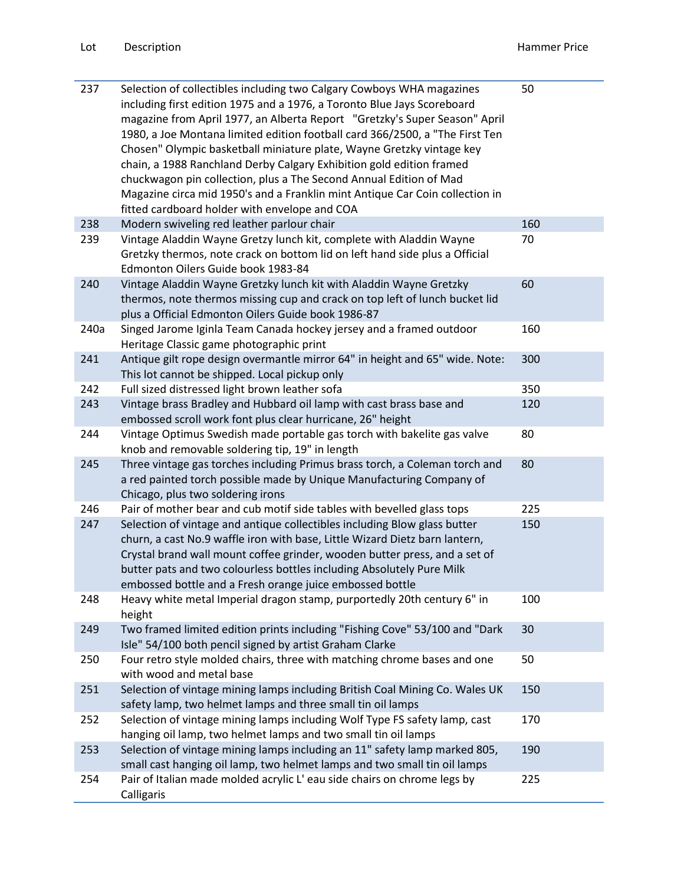| Lot | Description | Hammer Price |
|---|---|---|
| 237 | Selection of collectibles including two Calgary Cowboys WHA magazines including first edition 1975 and a 1976, a Toronto Blue Jays Scoreboard magazine from April 1977, an Alberta Report "Gretzky's Super Season" April 1980, a Joe Montana limited edition football card 366/2500, a "The First Ten Chosen" Olympic basketball miniature plate, Wayne Gretzky vintage key chain, a 1988 Ranchland Derby Calgary Exhibition gold edition framed chuckwagon pin collection, plus a The Second Annual Edition of Mad Magazine circa mid 1950's and a Franklin mint Antique Car Coin collection in fitted cardboard holder with envelope and COA | 50 |
| 238 | Modern swiveling red leather parlour chair | 160 |
| 239 | Vintage Aladdin Wayne Gretzy lunch kit, complete with Aladdin Wayne Gretzky thermos, note crack on bottom lid on left hand side plus a Official Edmonton Oilers Guide book 1983-84 | 70 |
| 240 | Vintage Aladdin Wayne Gretzky lunch kit with Aladdin Wayne Gretzky thermos, note thermos missing cup and crack on top left of lunch bucket lid plus a Official Edmonton Oilers Guide book 1986-87 | 60 |
| 240a | Singed Jarome Iginla Team Canada hockey jersey and a framed outdoor Heritage Classic game photographic print | 160 |
| 241 | Antique gilt rope design overmantle mirror 64" in height and 65" wide. Note: This lot cannot be shipped. Local pickup only | 300 |
| 242 | Full sized distressed light brown leather sofa | 350 |
| 243 | Vintage brass Bradley and Hubbard oil lamp with cast brass base and embossed scroll work font plus clear hurricane, 26" height | 120 |
| 244 | Vintage Optimus Swedish made portable gas torch with bakelite gas valve knob and removable soldering tip, 19" in length | 80 |
| 245 | Three vintage gas torches including Primus brass torch, a Coleman torch and a red painted torch possible made by Unique Manufacturing Company of Chicago, plus two soldering irons | 80 |
| 246 | Pair of mother bear and cub motif side tables with bevelled glass tops | 225 |
| 247 | Selection of vintage and antique collectibles including Blow glass butter churn, a cast No.9 waffle iron with base, Little Wizard Dietz barn lantern, Crystal brand wall mount coffee grinder, wooden butter press, and a set of butter pats and two colourless bottles including Absolutely Pure Milk embossed bottle and a Fresh orange juice embossed bottle | 150 |
| 248 | Heavy white metal Imperial dragon stamp, purportedly 20th century 6" in height | 100 |
| 249 | Two framed limited edition prints including "Fishing Cove" 53/100 and "Dark Isle" 54/100 both pencil signed by artist Graham Clarke | 30 |
| 250 | Four retro style molded chairs, three with matching chrome bases and one with wood and metal base | 50 |
| 251 | Selection of vintage mining lamps including British Coal Mining Co. Wales UK safety lamp, two helmet lamps and three small tin oil lamps | 150 |
| 252 | Selection of vintage mining lamps including Wolf Type FS safety lamp, cast hanging oil lamp, two helmet lamps and two small tin oil lamps | 170 |
| 253 | Selection of vintage mining lamps including an 11" safety lamp marked 805, small cast hanging oil lamp, two helmet lamps and two small tin oil lamps | 190 |
| 254 | Pair of Italian made molded acrylic L' eau side chairs on chrome legs by Calligaris | 225 |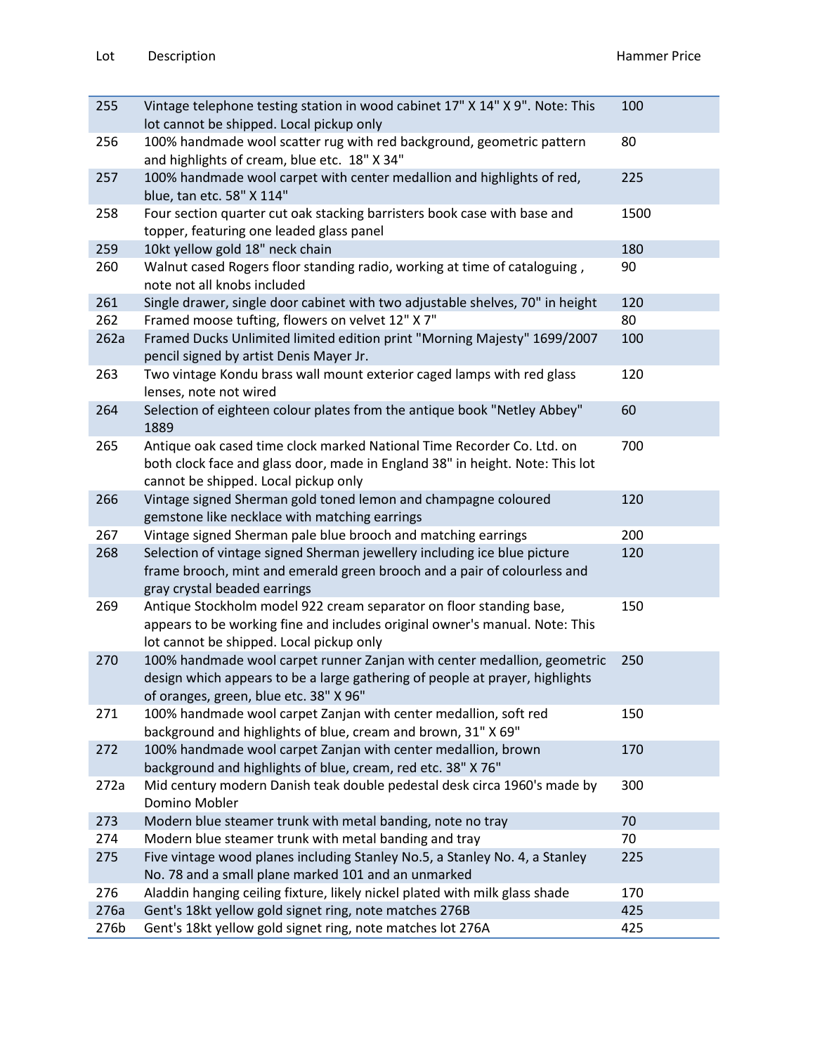| Lot | Description | Hammer Price |
|---|---|---|
| 255 | Vintage telephone testing station in wood cabinet 17" X 14" X 9". Note: This lot cannot be shipped. Local pickup only | 100 |
| 256 | 100% handmade wool scatter rug with red background, geometric pattern and highlights of cream, blue etc. 18" X 34" | 80 |
| 257 | 100% handmade wool carpet with center medallion and highlights of red, blue, tan etc. 58" X 114" | 225 |
| 258 | Four section quarter cut oak stacking barristers book case with base and topper, featuring one leaded glass panel | 1500 |
| 259 | 10kt yellow gold 18" neck chain | 180 |
| 260 | Walnut cased Rogers floor standing radio, working at time of cataloguing , note not all knobs included | 90 |
| 261 | Single drawer, single door cabinet with two adjustable shelves, 70" in height | 120 |
| 262 | Framed moose tufting, flowers on velvet 12" X 7" | 80 |
| 262a | Framed Ducks Unlimited limited edition print "Morning Majesty" 1699/2007 pencil signed by artist Denis Mayer Jr. | 100 |
| 263 | Two vintage Kondu brass wall mount exterior caged lamps with red glass lenses, note not wired | 120 |
| 264 | Selection of eighteen colour plates from the antique book "Netley Abbey" 1889 | 60 |
| 265 | Antique oak cased time clock marked National Time Recorder Co. Ltd. on both clock face and glass door, made in England 38" in height. Note: This lot cannot be shipped. Local pickup only | 700 |
| 266 | Vintage signed Sherman gold toned lemon and champagne coloured gemstone like necklace with matching earrings | 120 |
| 267 | Vintage signed Sherman pale blue brooch and matching earrings | 200 |
| 268 | Selection of vintage signed Sherman jewellery including ice blue picture frame brooch, mint and emerald green brooch and a pair of colourless and gray crystal beaded earrings | 120 |
| 269 | Antique Stockholm model 922 cream separator on floor standing base, appears to be working fine and includes original owner's manual. Note: This lot cannot be shipped. Local pickup only | 150 |
| 270 | 100% handmade wool carpet runner Zanjan with center medallion, geometric design which appears to be a large gathering of people at prayer, highlights of oranges, green, blue etc. 38" X 96" | 250 |
| 271 | 100% handmade wool carpet Zanjan with center medallion, soft red background and highlights of blue, cream and brown, 31" X 69" | 150 |
| 272 | 100% handmade wool carpet Zanjan with center medallion, brown background and highlights of blue, cream, red etc. 38" X 76" | 170 |
| 272a | Mid century modern Danish teak double pedestal desk circa 1960's made by Domino Mobler | 300 |
| 273 | Modern blue steamer trunk with metal banding, note no tray | 70 |
| 274 | Modern blue steamer trunk with metal banding and tray | 70 |
| 275 | Five vintage wood planes including Stanley No.5, a Stanley No. 4, a Stanley No. 78 and a small plane marked 101 and an unmarked | 225 |
| 276 | Aladdin hanging ceiling fixture, likely nickel plated with milk glass shade | 170 |
| 276a | Gent's 18kt yellow gold signet ring, note matches 276B | 425 |
| 276b | Gent's 18kt yellow gold signet ring, note matches lot 276A | 425 |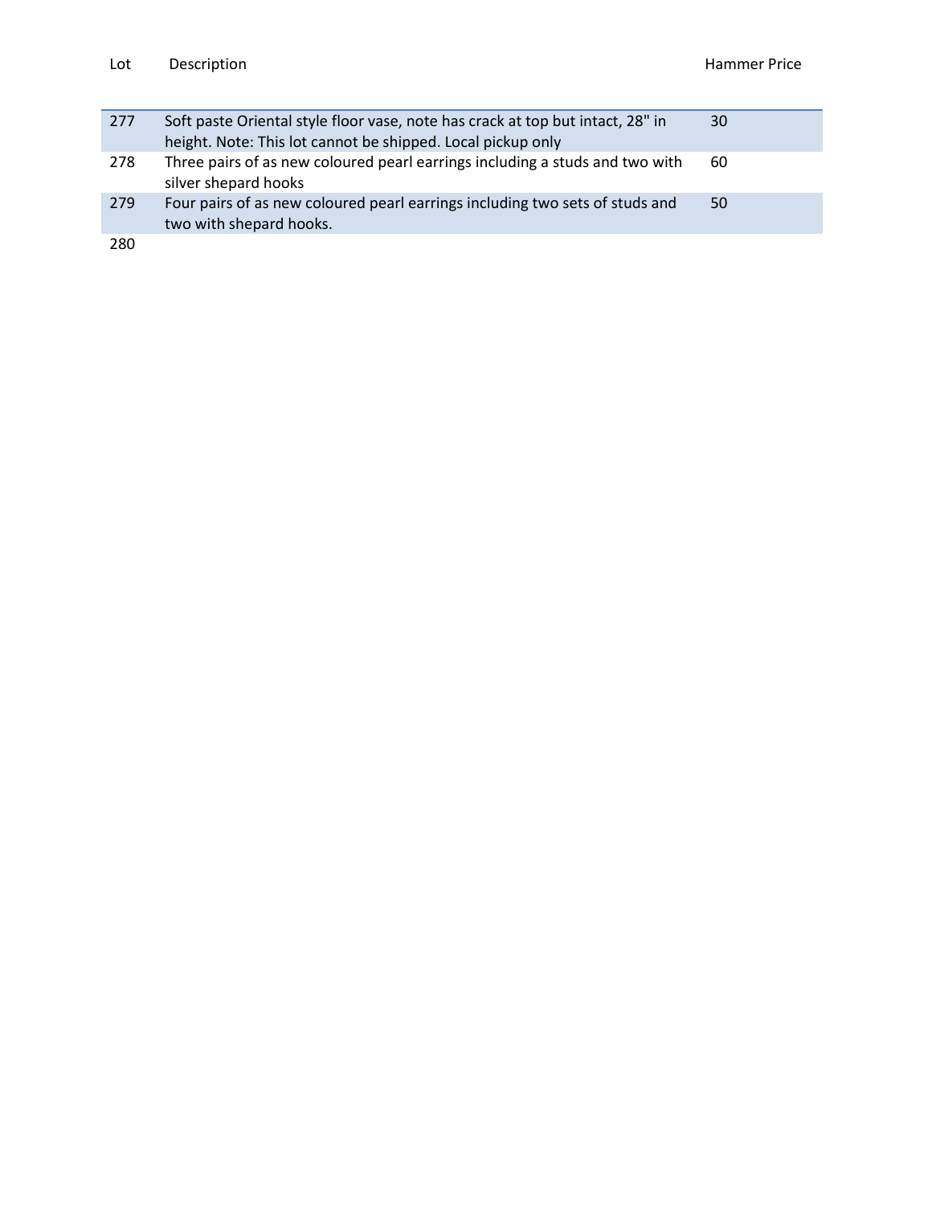| Lot | Description | Hammer Price |
|---|---|---|
| 277 | Soft paste Oriental style floor vase, note has crack at top but intact, 28" in height. Note: This lot cannot be shipped. Local pickup only | 30 |
| 278 | Three pairs of as new coloured pearl earrings including a studs and two with silver shepard hooks | 60 |
| 279 | Four pairs of as new coloured pearl earrings including two sets of studs and two with shepard hooks. | 50 |
| 280 | | |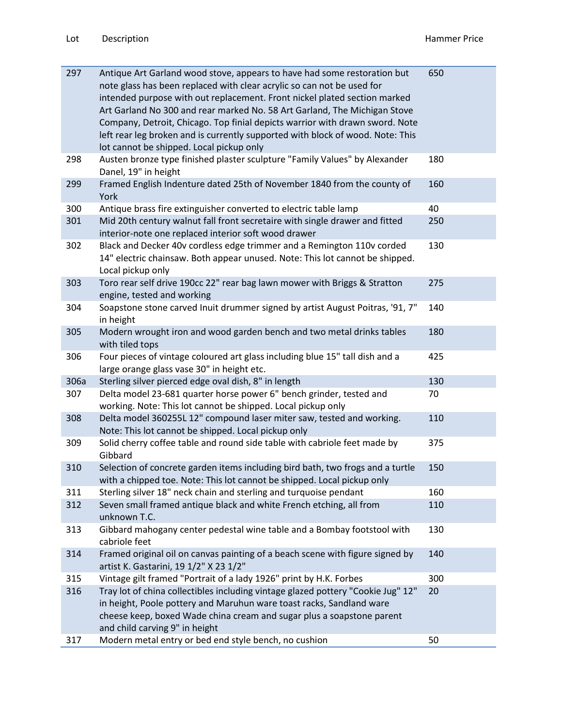| Lot | Description | Hammer Price |
|---|---|---|
| 297 | Antique Art Garland wood stove, appears to have had some restoration but note glass has been replaced with clear acrylic so can not be used for intended purpose with out replacement. Front nickel plated section marked Art Garland No 300 and rear marked No. 58 Art Garland, The Michigan Stove Company, Detroit, Chicago. Top finial depicts warrior with drawn sword. Note left rear leg broken and is currently supported with block of wood. Note: This lot cannot be shipped. Local pickup only | 650 |
| 298 | Austen bronze type finished plaster sculpture "Family Values" by Alexander Danel, 19" in height | 180 |
| 299 | Framed English Indenture dated 25th of November 1840 from the county of York | 160 |
| 300 | Antique brass fire extinguisher converted to electric table lamp | 40 |
| 301 | Mid 20th century walnut fall front secretaire with single drawer and fitted interior-note one replaced interior soft wood drawer | 250 |
| 302 | Black and Decker 40v cordless edge trimmer and a Remington 110v corded 14" electric chainsaw. Both appear unused. Note: This lot cannot be shipped. Local pickup only | 130 |
| 303 | Toro rear self drive 190cc 22" rear bag lawn mower with Briggs & Stratton engine, tested and working | 275 |
| 304 | Soapstone stone carved Inuit drummer signed by artist August Poitras, '91, 7" in height | 140 |
| 305 | Modern wrought iron and wood garden bench and two metal drinks tables with tiled tops | 180 |
| 306 | Four pieces of vintage coloured art glass including blue 15" tall dish and a large orange glass vase 30" in height etc. | 425 |
| 306a | Sterling silver pierced edge oval dish, 8" in length | 130 |
| 307 | Delta model 23-681 quarter horse power 6" bench grinder, tested and working. Note: This lot cannot be shipped. Local pickup only | 70 |
| 308 | Delta model 360255L 12" compound laser miter saw, tested and working. Note: This lot cannot be shipped. Local pickup only | 110 |
| 309 | Solid cherry coffee table and round side table with cabriole feet made by Gibbard | 375 |
| 310 | Selection of concrete garden items including bird bath, two frogs and a turtle with a chipped toe. Note: This lot cannot be shipped. Local pickup only | 150 |
| 311 | Sterling silver 18" neck chain and sterling and turquoise pendant | 160 |
| 312 | Seven small framed antique black and white French etching, all from unknown T.C. | 110 |
| 313 | Gibbard mahogany center pedestal wine table and a Bombay footstool with cabriole feet | 130 |
| 314 | Framed original oil on canvas painting of a beach scene with figure signed by artist K. Gastarini, 19 1/2" X 23 1/2" | 140 |
| 315 | Vintage gilt framed "Portrait of a lady 1926" print by H.K. Forbes | 300 |
| 316 | Tray lot of china collectibles including vintage glazed pottery "Cookie Jug" 12" in height, Poole pottery and Maruhun ware toast racks, Sandland ware cheese keep, boxed Wade china cream and sugar plus a soapstone parent and child carving 9" in height | 20 |
| 317 | Modern metal entry or bed end style bench, no cushion | 50 |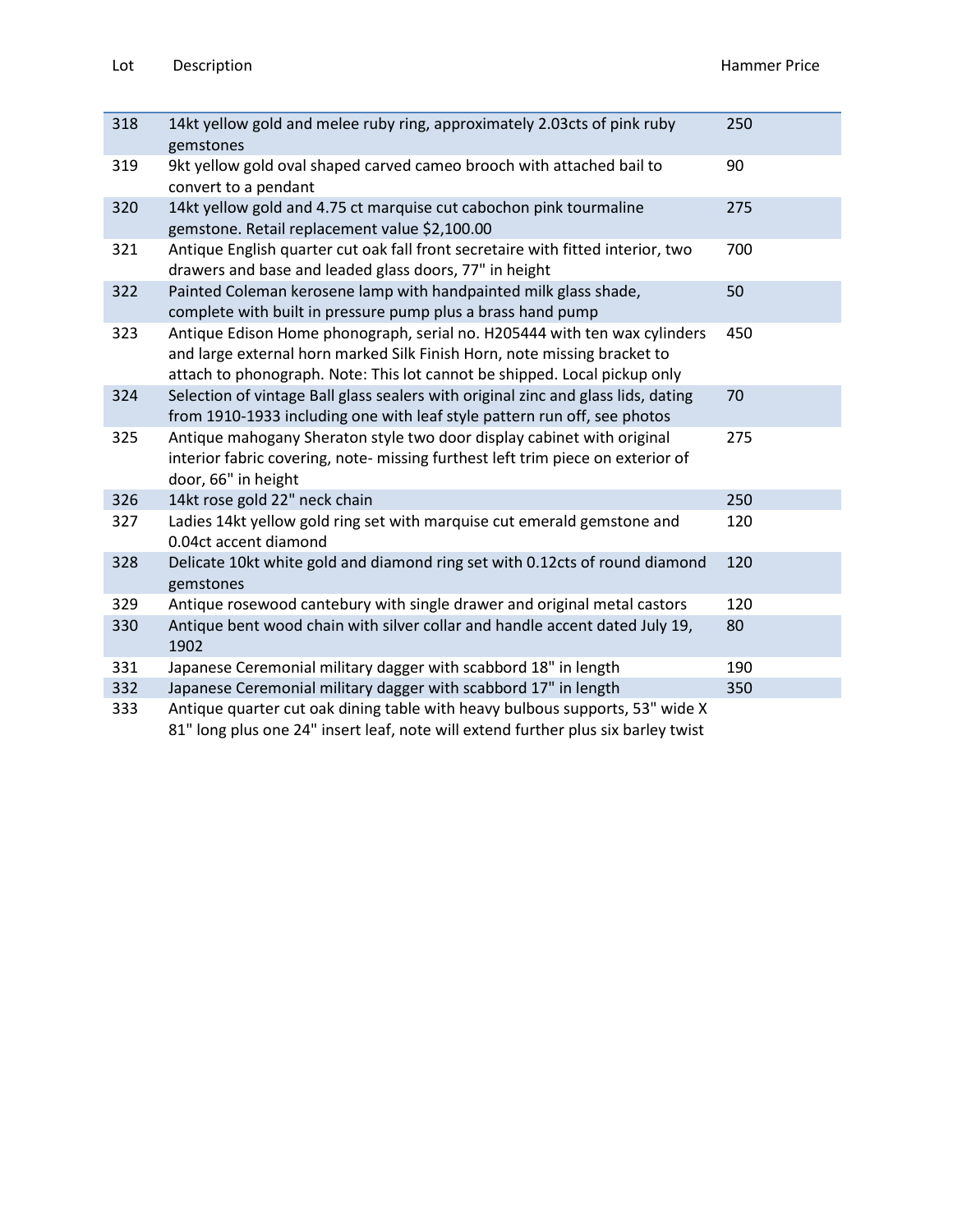| Lot | Description | Hammer Price |
| --- | --- | --- |
| 318 | 14kt yellow gold and melee ruby ring, approximately 2.03cts of pink ruby gemstones | 250 |
| 319 | 9kt yellow gold oval shaped carved cameo brooch with attached bail to convert to a pendant | 90 |
| 320 | 14kt yellow gold and 4.75 ct marquise cut cabochon pink tourmaline gemstone. Retail replacement value $2,100.00 | 275 |
| 321 | Antique English quarter cut oak fall front secretaire with fitted interior, two drawers and base and leaded glass doors, 77" in height | 700 |
| 322 | Painted Coleman kerosene lamp with handpainted milk glass shade, complete with built in pressure pump plus a brass hand pump | 50 |
| 323 | Antique Edison Home phonograph, serial no. H205444 with ten wax cylinders and large external horn marked Silk Finish Horn, note missing bracket to attach to phonograph. Note: This lot cannot be shipped. Local pickup only | 450 |
| 324 | Selection of vintage Ball glass sealers with original zinc and glass lids, dating from 1910-1933 including one with leaf style pattern run off, see photos | 70 |
| 325 | Antique mahogany Sheraton style two door display cabinet with original interior fabric covering, note- missing furthest left trim piece on exterior of door, 66" in height | 275 |
| 326 | 14kt rose gold 22" neck chain | 250 |
| 327 | Ladies 14kt yellow gold ring set with marquise cut emerald gemstone and 0.04ct accent diamond | 120 |
| 328 | Delicate 10kt white gold and diamond ring set with 0.12cts of round diamond gemstones | 120 |
| 329 | Antique rosewood cantebury with single drawer and original metal castors | 120 |
| 330 | Antique bent wood chain with silver collar and handle accent dated July 19, 1902 | 80 |
| 331 | Japanese Ceremonial military dagger with scabbord 18" in length | 190 |
| 332 | Japanese Ceremonial military dagger with scabbord 17" in length | 350 |
| 333 | Antique quarter cut oak dining table with heavy bulbous supports, 53" wide X 81" long plus one 24" insert leaf, note will extend further plus six barley twist | |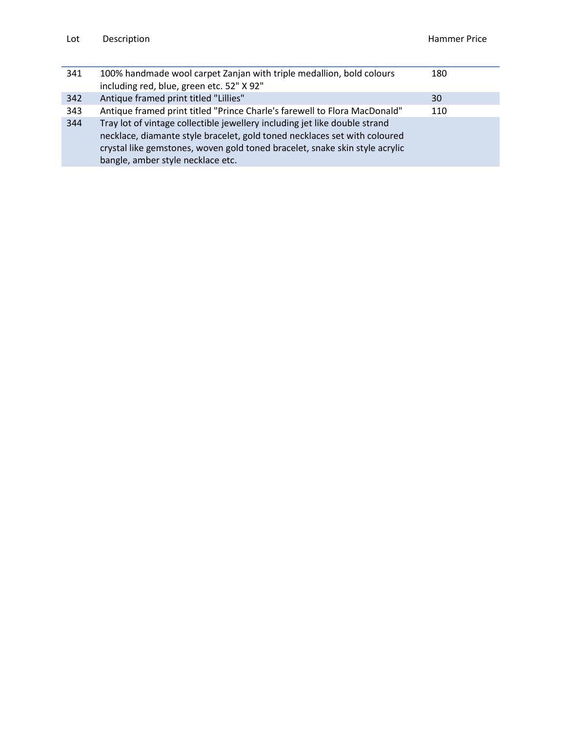| Lot | Description | Hammer Price |
| --- | --- | --- |
| 341 | 100% handmade wool carpet Zanjan with triple medallion, bold colours including red, blue, green etc. 52" X 92" | 180 |
| 342 | Antique framed print titled "Lillies" | 30 |
| 343 | Antique framed print titled "Prince Charle's farewell to Flora MacDonald" | 110 |
| 344 | Tray lot of vintage collectible jewellery including jet like double strand necklace, diamante style bracelet, gold toned necklaces set with coloured crystal like gemstones, woven gold toned bracelet, snake skin style acrylic bangle, amber style necklace etc. | |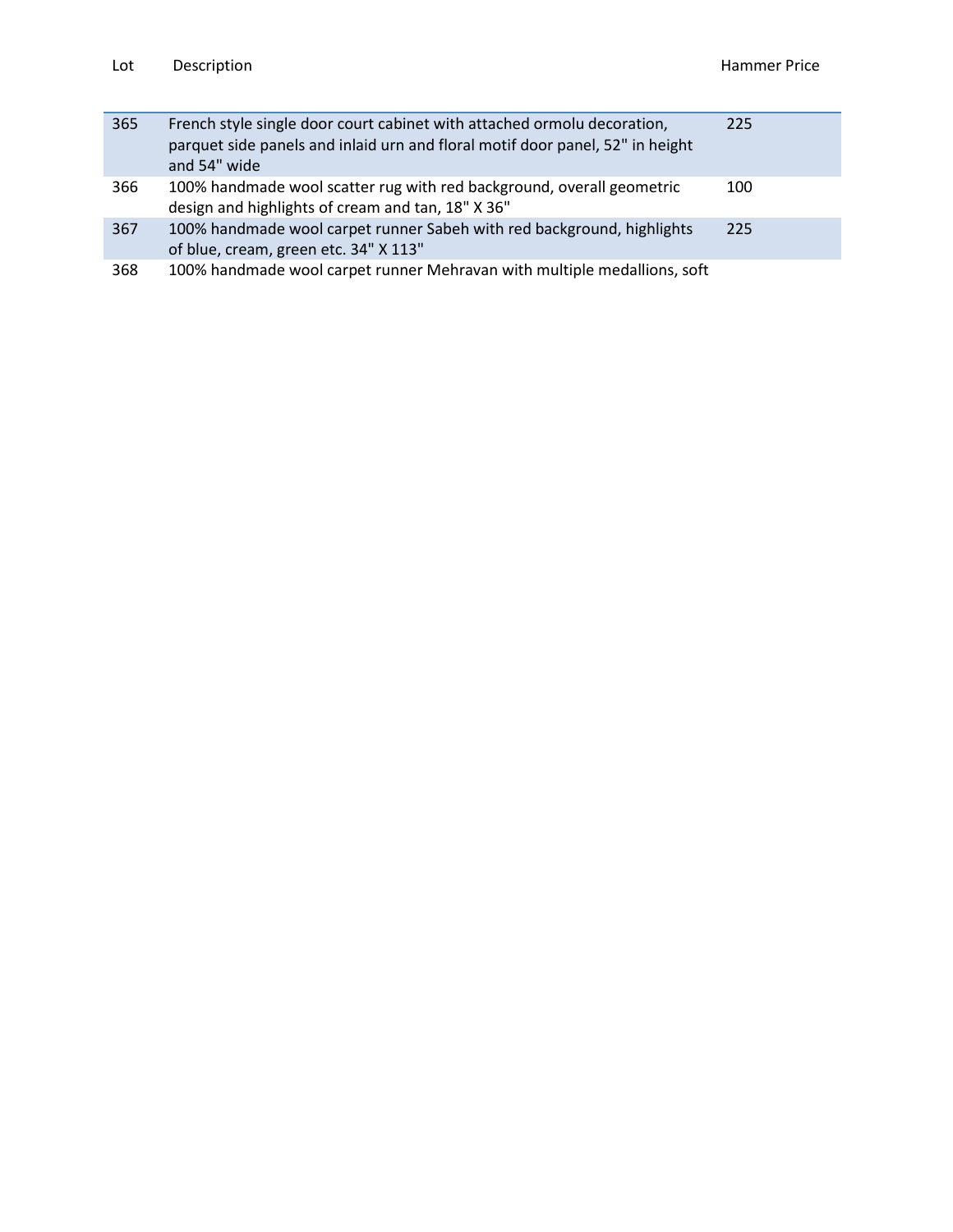| Lot | Description | Hammer Price |
|---|---|---|
| 365 | French style single door court cabinet with attached ormolu decoration, parquet side panels and inlaid urn and floral motif door panel, 52" in height and 54" wide | 225 |
| 366 | 100% handmade wool scatter rug with red background, overall geometric design and highlights of cream and tan, 18" X 36" | 100 |
| 367 | 100% handmade wool carpet runner Sabeh with red background, highlights of blue, cream, green etc. 34" X 113" | 225 |
| 368 | 100% handmade wool carpet runner Mehravan with multiple medallions, soft | |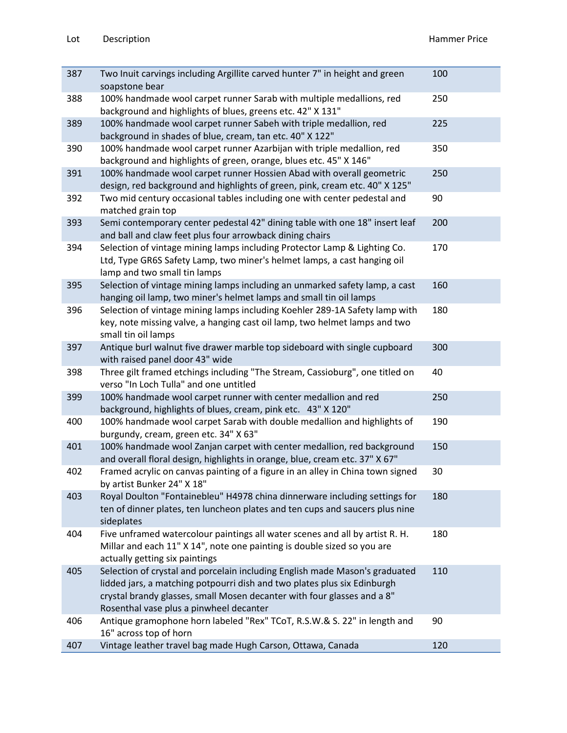| Lot | Description | Hammer Price |
|---|---|---|
| 387 | Two Inuit carvings including Argillite carved hunter 7" in height and green soapstone bear | 100 |
| 388 | 100% handmade wool carpet runner Sarab with multiple medallions, red background and highlights of blues, greens etc. 42" X 131" | 250 |
| 389 | 100% handmade wool carpet runner Sabeh with triple medallion, red background in shades of blue, cream, tan etc. 40" X 122" | 225 |
| 390 | 100% handmade wool carpet runner Azarbijan with triple medallion, red background and highlights of green, orange, blues etc. 45" X 146" | 350 |
| 391 | 100% handmade wool carpet runner Hossien Abad with overall geometric design, red background and highlights of green, pink, cream etc. 40" X 125" | 250 |
| 392 | Two mid century occasional tables including one with center pedestal and matched grain top | 90 |
| 393 | Semi contemporary center pedestal 42" dining table with one 18" insert leaf and ball and claw feet plus four arrowback dining chairs | 200 |
| 394 | Selection of vintage mining lamps including Protector Lamp & Lighting Co. Ltd, Type GR6S Safety Lamp, two miner's helmet lamps, a cast hanging oil lamp and two small tin lamps | 170 |
| 395 | Selection of vintage mining lamps including an unmarked safety lamp, a cast hanging oil lamp, two miner's helmet lamps and small tin oil lamps | 160 |
| 396 | Selection of vintage mining lamps including Koehler 289-1A Safety lamp with key, note missing valve, a hanging cast oil lamp, two helmet lamps and two small tin oil lamps | 180 |
| 397 | Antique burl walnut five drawer marble top sideboard with single cupboard with raised panel door 43" wide | 300 |
| 398 | Three gilt framed etchings including "The Stream, Cassioburg", one titled on verso "In Loch Tulla" and one untitled | 40 |
| 399 | 100% handmade wool carpet runner with center medallion and red background, highlights of blues, cream, pink etc. 43" X 120" | 250 |
| 400 | 100% handmade wool carpet Sarab with double medallion and highlights of burgundy, cream, green etc. 34" X 63" | 190 |
| 401 | 100% handmade wool Zanjan carpet with center medallion, red background and overall floral design, highlights in orange, blue, cream etc. 37" X 67" | 150 |
| 402 | Framed acrylic on canvas painting of a figure in an alley in China town signed by artist Bunker 24" X 18" | 30 |
| 403 | Royal Doulton "Fontainebleu" H4978 china dinnerware including settings for ten of dinner plates, ten luncheon plates and ten cups and saucers plus nine sideplates | 180 |
| 404 | Five unframed watercolour paintings all water scenes and all by artist R. H. Millar and each 11" X 14", note one painting is double sized so you are actually getting six paintings | 180 |
| 405 | Selection of crystal and porcelain including English made Mason's graduated lidded jars, a matching potpourri dish and two plates plus six Edinburgh crystal brandy glasses, small Mosen decanter with four glasses and a 8" Rosenthal vase plus a pinwheel decanter | 110 |
| 406 | Antique gramophone horn labeled "Rex" TCoT, R.S.W.& S. 22" in length and 16" across top of horn | 90 |
| 407 | Vintage leather travel bag made Hugh Carson, Ottawa, Canada | 120 |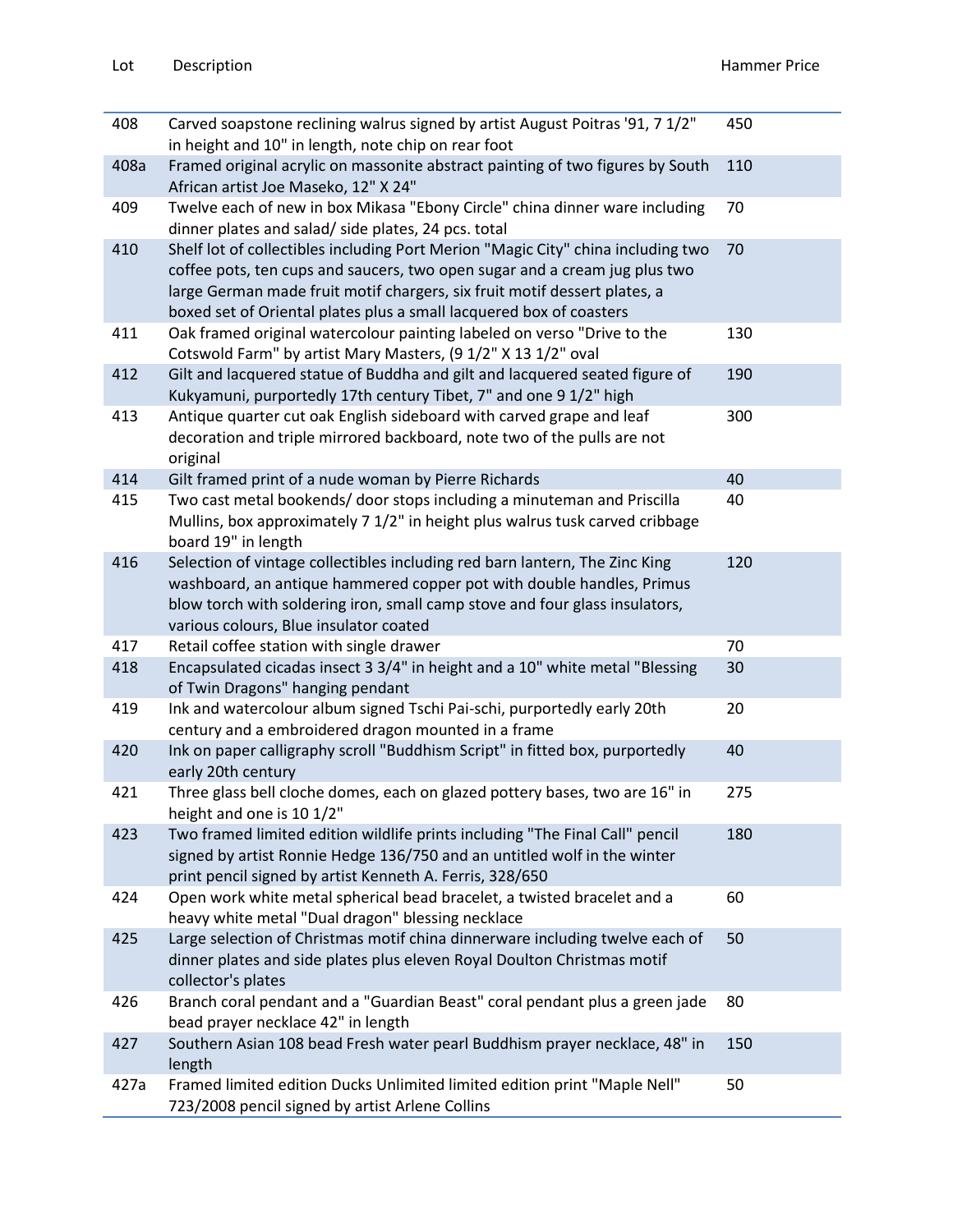| Lot | Description | Hammer Price |
| --- | --- | --- |
| 408 | Carved soapstone reclining walrus signed by artist August Poitras '91, 7 1/2" in height and 10" in length, note chip on rear foot | 450 |
| 408a | Framed original acrylic on massonite abstract painting of two figures by South African artist Joe Maseko, 12" X 24" | 110 |
| 409 | Twelve each of new in box Mikasa "Ebony Circle" china dinner ware including dinner plates and salad/ side plates, 24 pcs. total | 70 |
| 410 | Shelf lot of collectibles including Port Merion "Magic City" china including two coffee pots, ten cups and saucers, two open sugar and a cream jug plus two large German made fruit motif chargers, six fruit motif dessert plates, a boxed set of Oriental plates plus a small lacquered box of coasters | 70 |
| 411 | Oak framed original watercolour painting labeled on verso "Drive to the Cotswold Farm" by artist Mary Masters, (9 1/2" X 13 1/2" oval | 130 |
| 412 | Gilt and lacquered statue of Buddha and gilt and lacquered seated figure of Kukyamuni, purportedly 17th century Tibet, 7" and one 9 1/2" high | 190 |
| 413 | Antique quarter cut oak English sideboard with carved grape and leaf decoration and triple mirrored backboard, note two of the pulls are not original | 300 |
| 414 | Gilt framed print of a nude woman by Pierre Richards | 40 |
| 415 | Two cast metal bookends/ door stops including a minuteman and Priscilla Mullins, box approximately 7 1/2" in height plus walrus tusk carved cribbage board 19" in length | 40 |
| 416 | Selection of vintage collectibles including red barn lantern, The Zinc King washboard, an antique hammered copper pot with double handles, Primus blow torch with soldering iron, small camp stove and four glass insulators, various colours, Blue insulator coated | 120 |
| 417 | Retail coffee station with single drawer | 70 |
| 418 | Encapsulated cicadas insect 3 3/4" in height and a 10" white metal "Blessing of Twin Dragons" hanging pendant | 30 |
| 419 | Ink and watercolour album signed Tschi Pai-schi, purportedly early 20th century and a embroidered dragon mounted in a frame | 20 |
| 420 | Ink on paper calligraphy scroll "Buddhism Script" in fitted box, purportedly early 20th century | 40 |
| 421 | Three glass bell cloche domes, each on glazed pottery bases, two are 16" in height and one is 10 1/2" | 275 |
| 423 | Two framed limited edition wildlife prints including "The Final Call" pencil signed by artist Ronnie Hedge 136/750 and an untitled wolf in the winter print pencil signed by artist Kenneth A. Ferris, 328/650 | 180 |
| 424 | Open work white metal spherical bead bracelet, a twisted bracelet and a heavy white metal "Dual dragon" blessing necklace | 60 |
| 425 | Large selection of Christmas motif china dinnerware including twelve each of dinner plates and side plates plus eleven Royal Doulton Christmas motif collector's plates | 50 |
| 426 | Branch coral pendant and a "Guardian Beast" coral pendant plus a green jade bead prayer necklace 42" in length | 80 |
| 427 | Southern Asian 108 bead Fresh water pearl Buddhism prayer necklace, 48" in length | 150 |
| 427a | Framed limited edition Ducks Unlimited limited edition print "Maple Nell" 723/2008 pencil signed by artist Arlene Collins | 50 |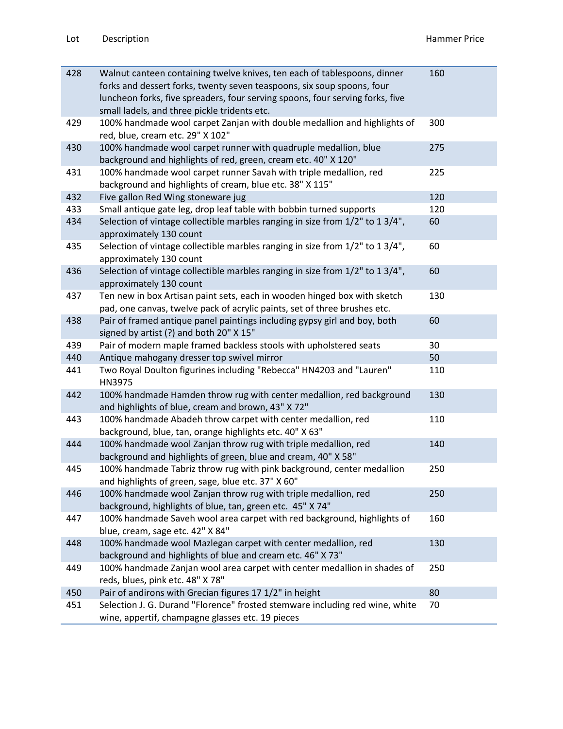| Lot | Description | Hammer Price |
|---|---|---|
| 428 | Walnut canteen containing twelve knives, ten each of tablespoons, dinner forks and dessert forks, twenty seven teaspoons, six soup spoons, four luncheon forks, five spreaders, four serving spoons, four serving forks, five small ladels, and three pickle tridents etc. | 160 |
| 429 | 100% handmade wool carpet Zanjan with double medallion and highlights of red, blue, cream etc. 29" X 102" | 300 |
| 430 | 100% handmade wool carpet runner with quadruple medallion, blue background and highlights of red, green, cream etc. 40" X 120" | 275 |
| 431 | 100% handmade wool carpet runner Savah with triple medallion, red background and highlights of cream, blue etc. 38" X 115" | 225 |
| 432 | Five gallon Red Wing stoneware jug | 120 |
| 433 | Small antique gate leg, drop leaf table with bobbin turned supports | 120 |
| 434 | Selection of vintage collectible marbles ranging in size from 1/2" to 1 3/4", approximately 130 count | 60 |
| 435 | Selection of vintage collectible marbles ranging in size from 1/2" to 1 3/4", approximately 130 count | 60 |
| 436 | Selection of vintage collectible marbles ranging in size from 1/2" to 1 3/4", approximately 130 count | 60 |
| 437 | Ten new in box Artisan paint sets, each in wooden hinged box with sketch pad, one canvas, twelve pack of acrylic paints, set of three brushes etc. | 130 |
| 438 | Pair of framed antique panel paintings including gypsy girl and boy, both signed by artist (?) and both 20" X 15" | 60 |
| 439 | Pair of modern maple framed backless stools with upholstered seats | 30 |
| 440 | Antique mahogany dresser top swivel mirror | 50 |
| 441 | Two Royal Doulton figurines including "Rebecca" HN4203 and "Lauren" HN3975 | 110 |
| 442 | 100% handmade Hamden throw rug with center medallion, red background and highlights of blue, cream and brown, 43" X 72" | 130 |
| 443 | 100% handmade Abadeh throw carpet with center medallion, red background, blue, tan, orange highlights etc. 40" X 63" | 110 |
| 444 | 100% handmade wool Zanjan throw rug with triple medallion, red background and highlights of green, blue and cream, 40" X 58" | 140 |
| 445 | 100% handmade Tabriz throw rug with pink background, center medallion and highlights of green, sage, blue etc. 37" X 60" | 250 |
| 446 | 100% handmade wool Zanjan throw rug with triple medallion, red background, highlights of blue, tan, green etc. 45" X 74" | 250 |
| 447 | 100% handmade Saveh wool area carpet with red background, highlights of blue, cream, sage etc. 42" X 84" | 160 |
| 448 | 100% handmade wool Mazlegan carpet with center medallion, red background and highlights of blue and cream etc. 46" X 73" | 130 |
| 449 | 100% handmade Zanjan wool area carpet with center medallion in shades of reds, blues, pink etc. 48" X 78" | 250 |
| 450 | Pair of andirons with Grecian figures 17 1/2" in height | 80 |
| 451 | Selection J. G. Durand "Florence" frosted stemware including red wine, white wine, appertif, champagne glasses etc. 19 pieces | 70 |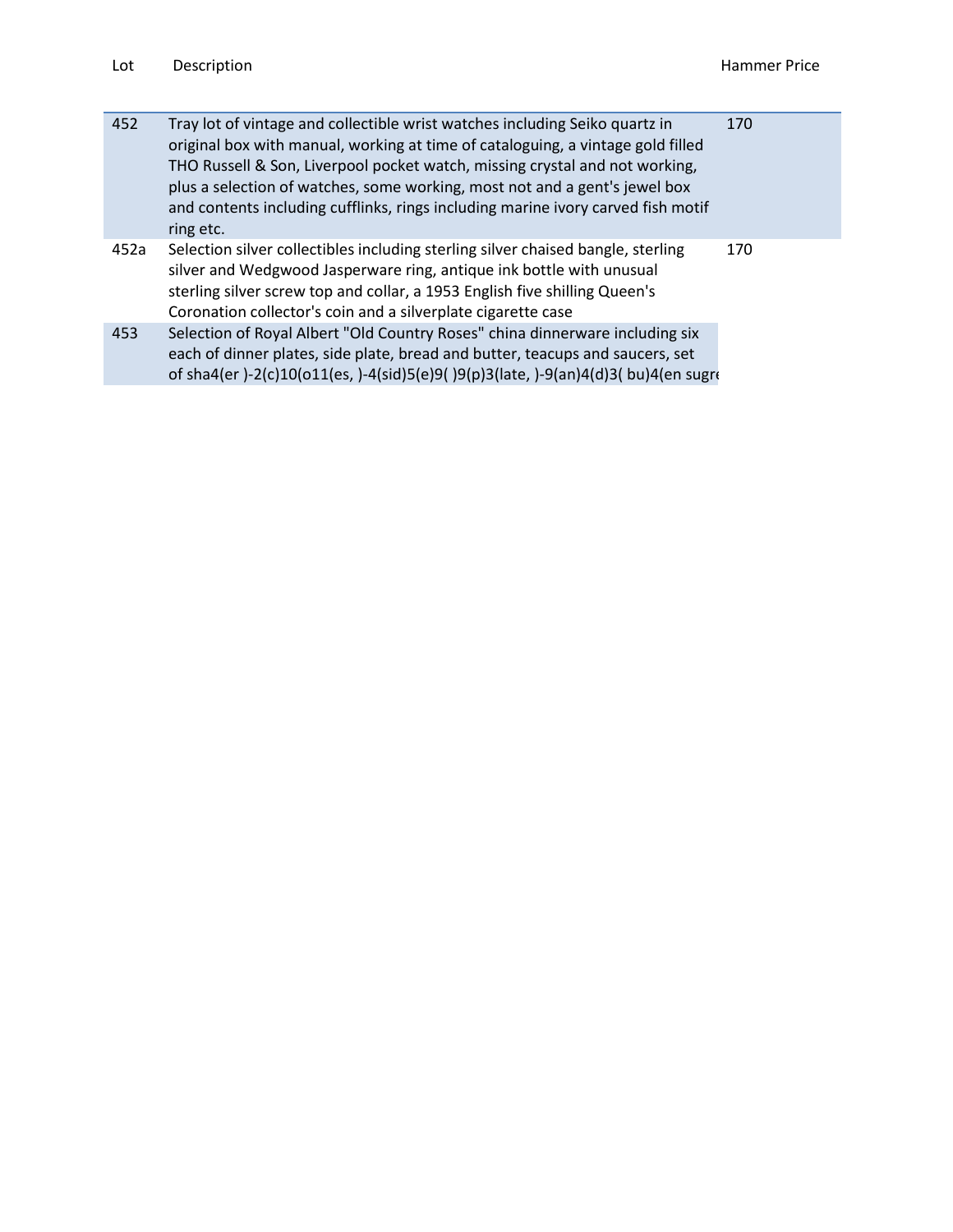| Lot | Description | Hammer Price |
| --- | --- | --- |
| 452 | Tray lot of vintage and collectible wrist watches including Seiko quartz in original box with manual, working at time of cataloguing, a vintage gold filled THO Russell & Son, Liverpool pocket watch, missing crystal and not working, plus a selection of watches, some working, most not and a gent's jewel box and contents including cufflinks, rings including marine ivory carved fish motif ring etc. | 170 |
| 452a | Selection silver collectibles including sterling silver chaised bangle, sterling silver and Wedgwood Jasperware ring, antique ink bottle with unusual sterling silver screw top and collar, a 1953 English five shilling Queen's Coronation collector's coin and a silverplate cigarette case | 170 |
| 453 | Selection of Royal Albert "Old Country Roses" china dinnerware including six each of dinner plates, side plate, bread and butter, teacups and saucers, set of sha4(er )-2(c)10(o11(es, )-4(sid)5(e)9( )9(p)3(late, )-9(an)4(d)3( bu)4(en sugre | |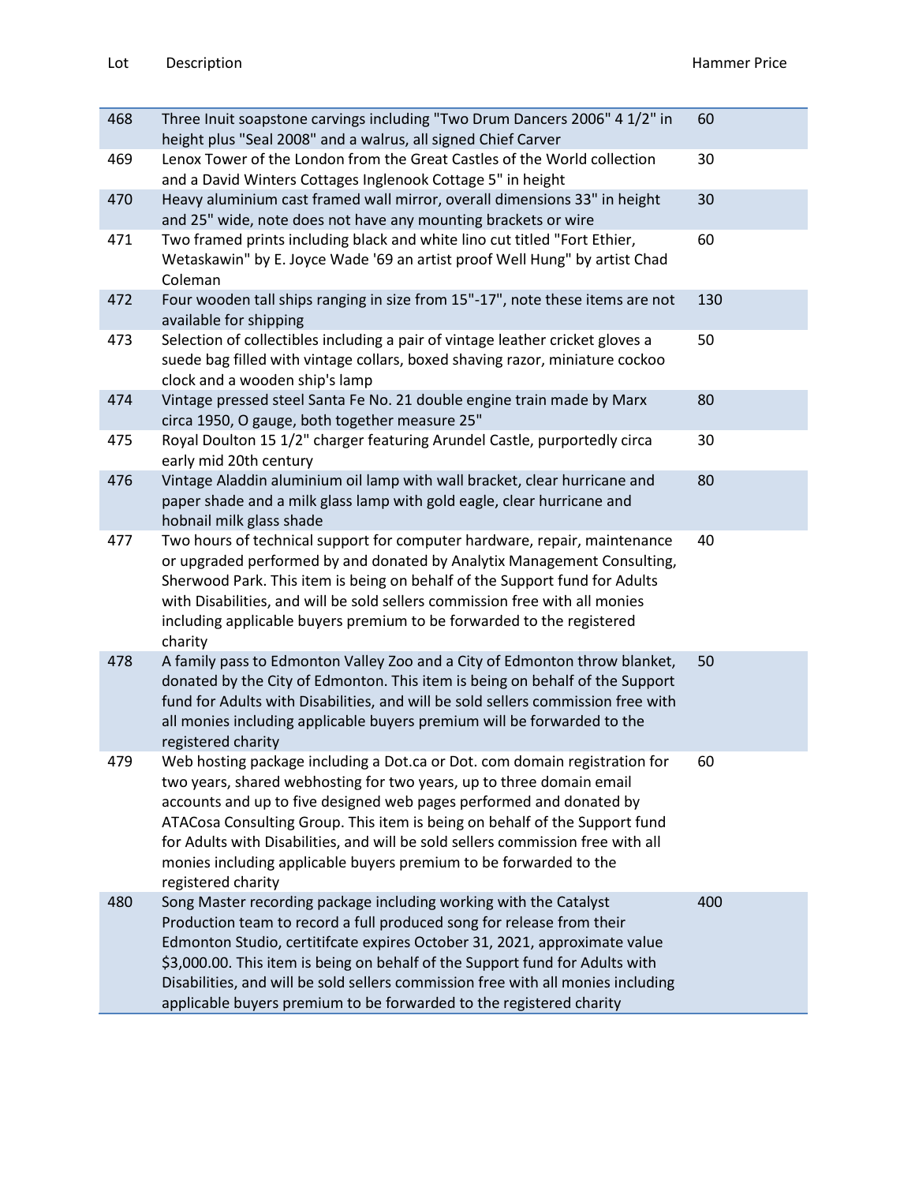| Lot | Description | Hammer Price |
|---|---|---|
| 468 | Three Inuit soapstone carvings including "Two Drum Dancers 2006" 4 1/2" in height plus "Seal 2008" and a walrus, all signed Chief Carver | 60 |
| 469 | Lenox Tower of the London from the Great Castles of the World collection and a David Winters Cottages Inglenook Cottage 5" in height | 30 |
| 470 | Heavy aluminium cast framed wall mirror, overall dimensions 33" in height and 25" wide, note does not have any mounting brackets or wire | 30 |
| 471 | Two framed prints including black and white lino cut titled "Fort Ethier, Wetaskawin" by E. Joyce Wade '69 an artist proof Well Hung" by artist Chad Coleman | 60 |
| 472 | Four wooden tall ships ranging in size from 15"-17", note these items are not available for shipping | 130 |
| 473 | Selection of collectibles including a pair of vintage leather cricket gloves a suede bag filled with vintage collars, boxed shaving razor, miniature cockoo clock and a wooden ship's lamp | 50 |
| 474 | Vintage pressed steel Santa Fe No. 21 double engine train made by Marx circa 1950, O gauge, both together measure 25" | 80 |
| 475 | Royal Doulton 15 1/2" charger featuring Arundel Castle, purportedly circa early mid 20th century | 30 |
| 476 | Vintage Aladdin aluminium oil lamp with wall bracket, clear hurricane and paper shade and a milk glass lamp with gold eagle, clear hurricane and hobnail milk glass shade | 80 |
| 477 | Two hours of technical support for computer hardware, repair, maintenance or upgraded performed by and donated by Analytix Management Consulting, Sherwood Park. This item is being on behalf of the Support fund for Adults with Disabilities, and will be sold sellers commission free with all monies including applicable buyers premium to be forwarded to the registered charity | 40 |
| 478 | A family pass to Edmonton Valley Zoo and a City of Edmonton throw blanket, donated by the City of Edmonton. This item is being on behalf of the Support fund for Adults with Disabilities, and will be sold sellers commission free with all monies including applicable buyers premium will be forwarded to the registered charity | 50 |
| 479 | Web hosting package including a Dot.ca or Dot. com domain registration for two years, shared webhosting for two years, up to three domain email accounts and up to five designed web pages performed and donated by ATACosa Consulting Group. This item is being on behalf of the Support fund for Adults with Disabilities, and will be sold sellers commission free with all monies including applicable buyers premium to be forwarded to the registered charity | 60 |
| 480 | Song Master recording package including working with the Catalyst Production team to record a full produced song for release from their Edmonton Studio, certitifcate expires October 31, 2021, approximate value $3,000.00. This item is being on behalf of the Support fund for Adults with Disabilities, and will be sold sellers commission free with all monies including applicable buyers premium to be forwarded to the registered charity | 400 |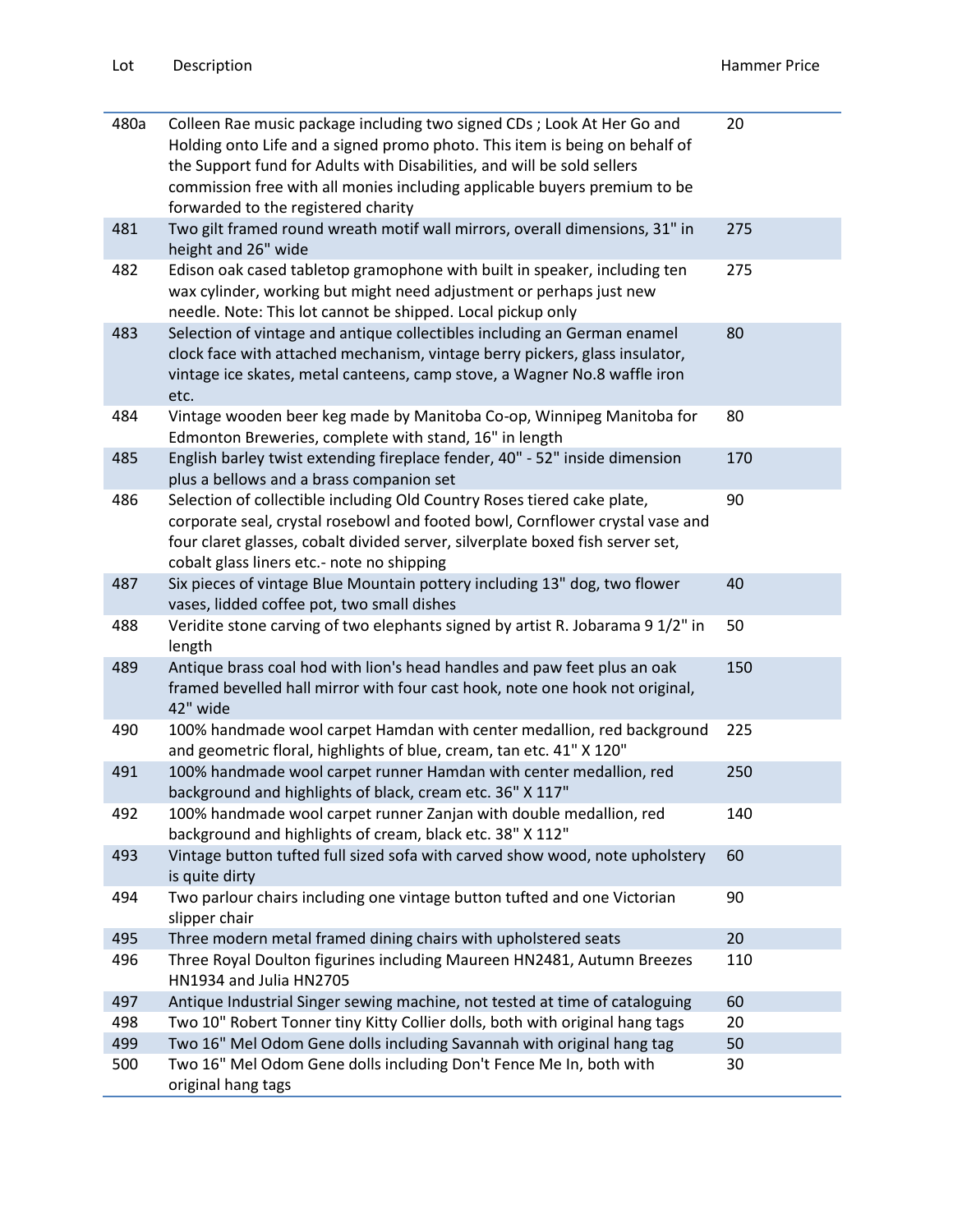| Lot | Description | Hammer Price |
| --- | --- | --- |
| 480a | Colleen Rae music package including two signed CDs ; Look At Her Go and Holding onto Life and a signed promo photo. This item is being on behalf of the Support fund for Adults with Disabilities, and will be sold sellers commission free with all monies including applicable buyers premium to be forwarded to the registered charity | 20 |
| 481 | Two gilt framed round wreath motif wall mirrors, overall dimensions, 31" in height and 26" wide | 275 |
| 482 | Edison oak cased tabletop gramophone with built in speaker, including ten wax cylinder, working but might need adjustment or perhaps just new needle. Note: This lot cannot be shipped. Local pickup only | 275 |
| 483 | Selection of vintage and antique collectibles including an German enamel clock face with attached mechanism, vintage berry pickers, glass insulator, vintage ice skates, metal canteens, camp stove, a Wagner No.8 waffle iron etc. | 80 |
| 484 | Vintage wooden beer keg made by Manitoba Co-op, Winnipeg Manitoba for Edmonton Breweries, complete with stand, 16" in length | 80 |
| 485 | English barley twist extending fireplace fender, 40" - 52" inside dimension plus a bellows and a brass companion set | 170 |
| 486 | Selection of collectible including Old Country Roses tiered cake plate, corporate seal, crystal rosebowl and footed bowl, Cornflower crystal vase and four claret glasses, cobalt divided server, silverplate boxed fish server set, cobalt glass liners etc.- note no shipping | 90 |
| 487 | Six pieces of vintage Blue Mountain pottery including 13" dog, two flower vases, lidded coffee pot, two small dishes | 40 |
| 488 | Veridite stone carving of two elephants signed by artist R. Jobarama 9 1/2" in length | 50 |
| 489 | Antique brass coal hod with lion's head handles and paw feet plus an oak framed bevelled hall mirror with four cast hook, note one hook not original, 42" wide | 150 |
| 490 | 100% handmade wool carpet Hamdan with center medallion, red background and geometric floral, highlights of blue, cream, tan etc. 41" X 120" | 225 |
| 491 | 100% handmade wool carpet runner Hamdan with center medallion, red background and highlights of black, cream etc. 36" X 117" | 250 |
| 492 | 100% handmade wool carpet runner Zanjan with double medallion, red background and highlights of cream, black etc. 38" X 112" | 140 |
| 493 | Vintage button tufted full sized sofa with carved show wood, note upholstery is quite dirty | 60 |
| 494 | Two parlour chairs including one vintage button tufted and one Victorian slipper chair | 90 |
| 495 | Three modern metal framed dining chairs with upholstered seats | 20 |
| 496 | Three Royal Doulton figurines including Maureen HN2481, Autumn Breezes HN1934 and Julia HN2705 | 110 |
| 497 | Antique Industrial Singer sewing machine, not tested at time of cataloguing | 60 |
| 498 | Two 10" Robert Tonner tiny Kitty Collier dolls, both with original hang tags | 20 |
| 499 | Two 16" Mel Odom Gene dolls including Savannah with original hang tag | 50 |
| 500 | Two 16" Mel Odom Gene dolls including Don't Fence Me In, both with original hang tags | 30 |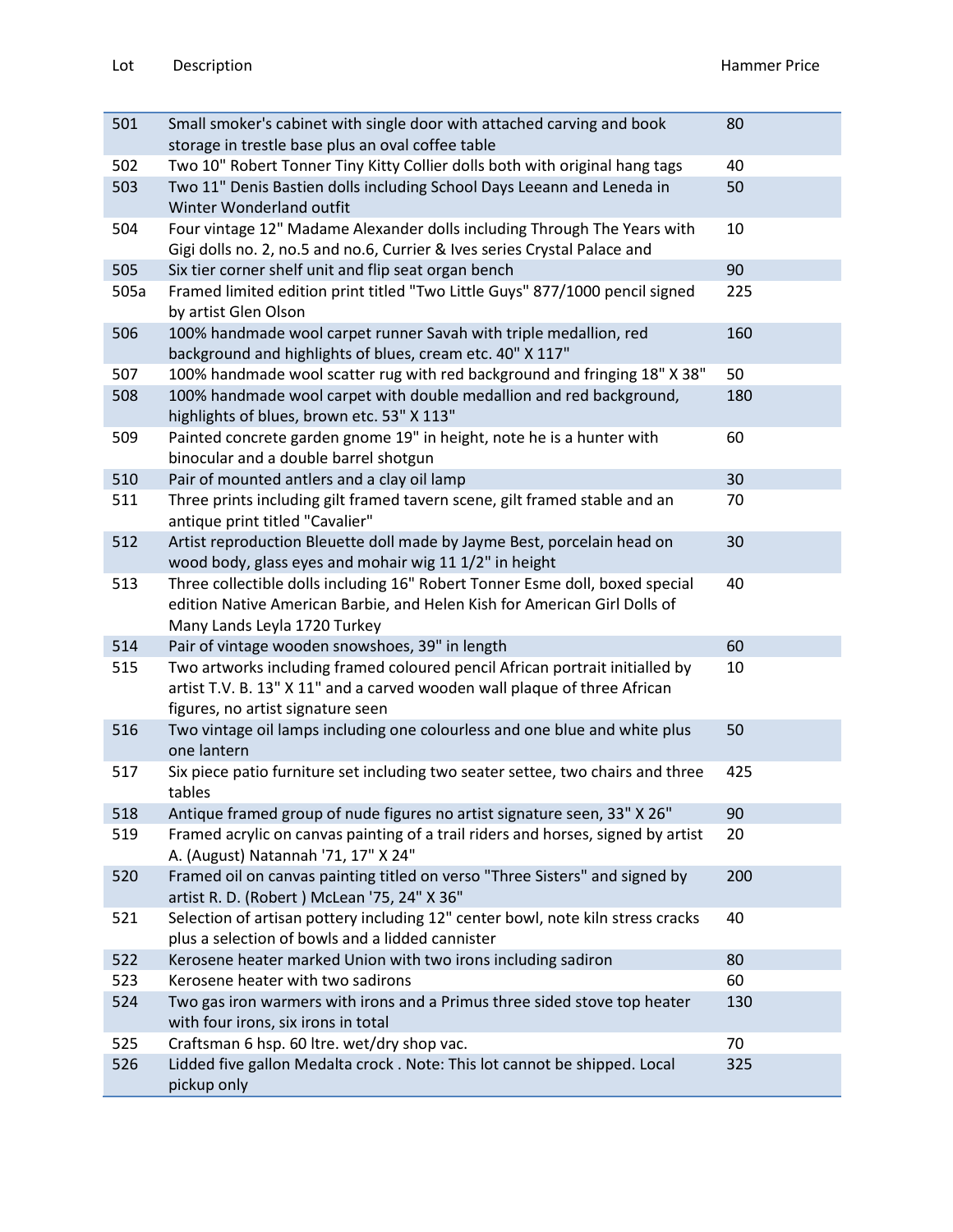| Lot | Description | Hammer Price |
| --- | --- | --- |
| 501 | Small smoker's cabinet with single door with attached carving and book storage in trestle base plus an oval coffee table | 80 |
| 502 | Two 10" Robert Tonner Tiny Kitty Collier dolls both with original hang tags | 40 |
| 503 | Two 11" Denis Bastien dolls including School Days Leeann and Leneda in Winter Wonderland outfit | 50 |
| 504 | Four vintage 12" Madame Alexander dolls including Through The Years with Gigi dolls no. 2, no.5 and no.6, Currier & Ives series Crystal Palace and | 10 |
| 505 | Six tier corner shelf unit and flip seat organ bench | 90 |
| 505a | Framed limited edition print titled "Two Little Guys" 877/1000 pencil signed by artist Glen Olson | 225 |
| 506 | 100% handmade wool carpet runner Savah with triple medallion, red background and highlights of blues, cream etc. 40" X 117" | 160 |
| 507 | 100% handmade wool scatter rug with red background and fringing 18" X 38" | 50 |
| 508 | 100% handmade wool carpet with double medallion and red background, highlights of blues, brown etc. 53" X 113" | 180 |
| 509 | Painted concrete garden gnome 19" in height, note he is a hunter with binocular and a double barrel shotgun | 60 |
| 510 | Pair of mounted antlers and a clay oil lamp | 30 |
| 511 | Three prints including gilt framed tavern scene, gilt framed stable and an antique print titled "Cavalier" | 70 |
| 512 | Artist reproduction Bleuette doll made by Jayme Best, porcelain head on wood body, glass eyes and mohair wig 11 1/2" in height | 30 |
| 513 | Three collectible dolls including 16" Robert Tonner Esme doll, boxed special edition Native American Barbie, and Helen Kish for American Girl Dolls of Many Lands Leyla 1720 Turkey | 40 |
| 514 | Pair of vintage wooden snowshoes, 39" in length | 60 |
| 515 | Two artworks including framed coloured pencil African portrait initialled by artist T.V. B. 13" X 11" and a carved wooden wall plaque of three African figures, no artist signature seen | 10 |
| 516 | Two vintage oil lamps including one colourless and one blue and white plus one lantern | 50 |
| 517 | Six piece patio furniture set including two seater settee, two chairs and three tables | 425 |
| 518 | Antique framed group of nude figures no artist signature seen, 33" X 26" | 90 |
| 519 | Framed acrylic on canvas painting of a trail riders and horses, signed by artist A. (August) Natannah '71, 17" X 24" | 20 |
| 520 | Framed oil on canvas painting titled on verso "Three Sisters" and signed by artist R. D. (Robert ) McLean '75, 24" X 36" | 200 |
| 521 | Selection of artisan pottery including 12" center bowl, note kiln stress cracks plus a selection of bowls and a lidded cannister | 40 |
| 522 | Kerosene heater marked Union with two irons including sadiron | 80 |
| 523 | Kerosene heater with two sadirons | 60 |
| 524 | Two gas iron warmers with irons and a Primus three sided stove top heater with four irons, six irons in total | 130 |
| 525 | Craftsman 6 hsp. 60 ltre. wet/dry shop vac. | 70 |
| 526 | Lidded five gallon Medalta crock . Note: This lot cannot be shipped. Local pickup only | 325 |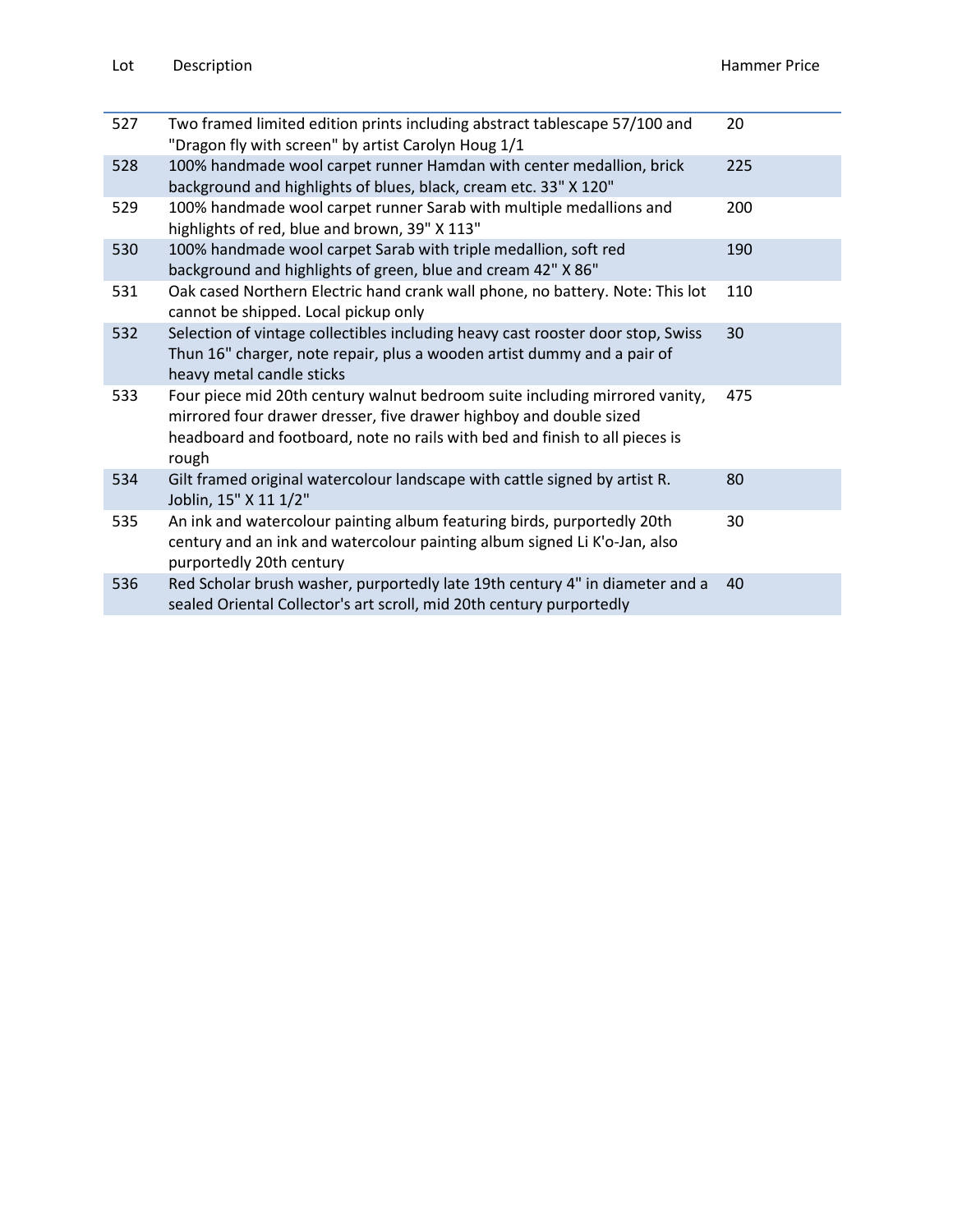| Lot | Description | Hammer Price |
|---|---|---|
| 527 | Two framed limited edition prints including abstract tablescape 57/100 and "Dragon fly with screen" by artist Carolyn Houg 1/1 | 20 |
| 528 | 100% handmade wool carpet runner Hamdan with center medallion, brick background and highlights of blues, black, cream etc. 33" X 120" | 225 |
| 529 | 100% handmade wool carpet runner Sarab with multiple medallions and highlights of red, blue and brown, 39" X 113" | 200 |
| 530 | 100% handmade wool carpet Sarab with triple medallion, soft red background and highlights of green, blue and cream 42" X 86" | 190 |
| 531 | Oak cased Northern Electric hand crank wall phone, no battery. Note: This lot cannot be shipped. Local pickup only | 110 |
| 532 | Selection of vintage collectibles including heavy cast rooster door stop, Swiss Thun 16" charger, note repair, plus a wooden artist dummy and a pair of heavy metal candle sticks | 30 |
| 533 | Four piece mid 20th century walnut bedroom suite including mirrored vanity, mirrored four drawer dresser, five drawer highboy and double sized headboard and footboard, note no rails with bed and finish to all pieces is rough | 475 |
| 534 | Gilt framed original watercolour landscape with cattle signed by artist R. Joblin, 15" X 11 1/2" | 80 |
| 535 | An ink and watercolour painting album featuring birds, purportedly 20th century and an ink and watercolour painting album signed Li K'o-Jan, also purportedly 20th century | 30 |
| 536 | Red Scholar brush washer, purportedly late 19th century 4" in diameter and a sealed Oriental Collector's art scroll, mid 20th century purportedly | 40 |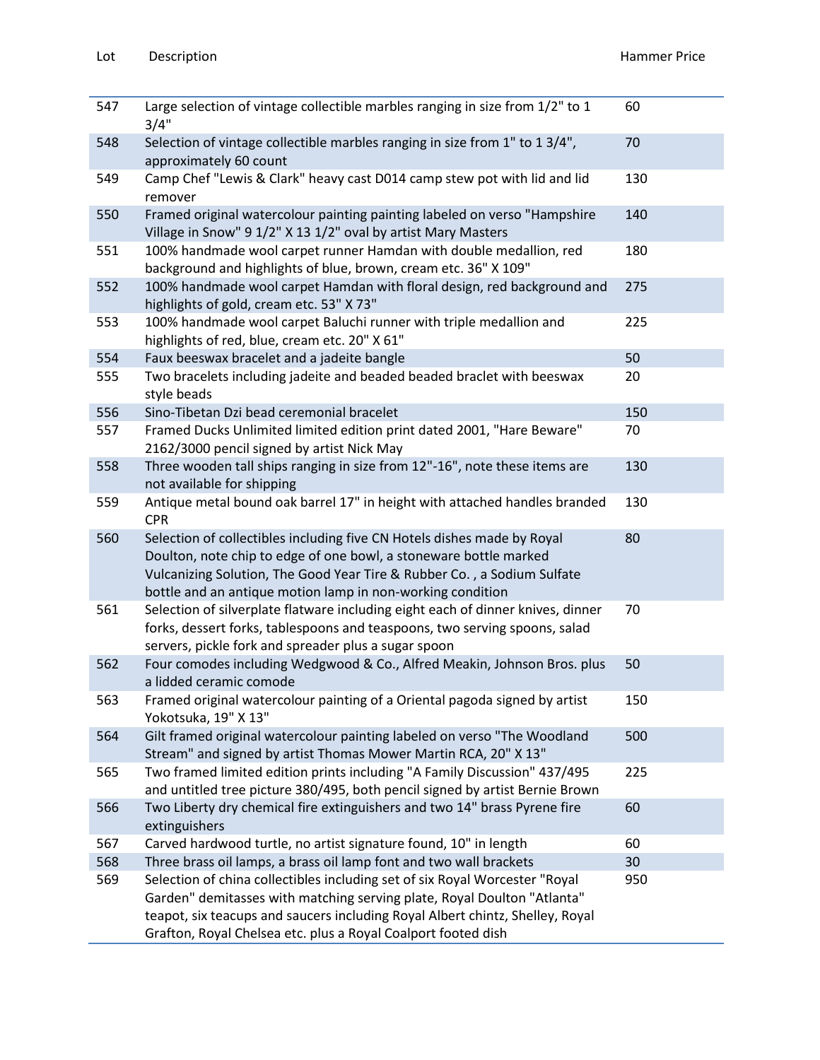| Lot | Description | Hammer Price |
|---|---|---|
| 547 | Large selection of vintage collectible marbles ranging in size from 1/2" to 1 3/4" | 60 |
| 548 | Selection of vintage collectible marbles ranging in size from 1" to 1 3/4", approximately 60 count | 70 |
| 549 | Camp Chef "Lewis & Clark" heavy cast D014 camp stew pot with lid and lid remover | 130 |
| 550 | Framed original watercolour painting painting labeled on verso "Hampshire Village in Snow" 9 1/2" X 13 1/2" oval by artist Mary Masters | 140 |
| 551 | 100% handmade wool carpet runner Hamdan with double medallion, red background and highlights of blue, brown, cream etc. 36" X 109" | 180 |
| 552 | 100% handmade wool carpet Hamdan with floral design, red background and highlights of gold, cream etc. 53" X 73" | 275 |
| 553 | 100% handmade wool carpet Baluchi runner with triple medallion and highlights of red, blue, cream etc. 20" X 61" | 225 |
| 554 | Faux beeswax bracelet and a jadeite bangle | 50 |
| 555 | Two bracelets including jadeite and beaded beaded braclet with beeswax style beads | 20 |
| 556 | Sino-Tibetan Dzi bead ceremonial bracelet | 150 |
| 557 | Framed Ducks Unlimited limited edition print dated 2001, "Hare Beware" 2162/3000 pencil signed by artist Nick May | 70 |
| 558 | Three wooden tall ships ranging in size from 12"-16", note these items are not available for shipping | 130 |
| 559 | Antique metal bound oak barrel 17" in height with attached handles branded CPR | 130 |
| 560 | Selection of collectibles including five CN Hotels dishes made by Royal Doulton, note chip to edge of one bowl, a stoneware bottle marked Vulcanizing Solution, The Good Year Tire & Rubber Co. , a Sodium Sulfate bottle and an antique motion lamp in non-working condition | 80 |
| 561 | Selection of silverplate flatware including eight each of dinner knives, dinner forks, dessert forks, tablespoons and teaspoons, two serving spoons, salad servers, pickle fork and spreader plus a sugar spoon | 70 |
| 562 | Four comodes including Wedgwood & Co., Alfred Meakin, Johnson Bros. plus a lidded ceramic comode | 50 |
| 563 | Framed original watercolour painting of a Oriental pagoda signed by artist Yokotsuka, 19" X 13" | 150 |
| 564 | Gilt framed original watercolour painting labeled on verso "The Woodland Stream" and signed by artist Thomas Mower Martin RCA, 20" X 13" | 500 |
| 565 | Two framed limited edition prints including "A Family Discussion" 437/495 and untitled tree picture 380/495, both pencil signed by artist Bernie Brown | 225 |
| 566 | Two Liberty dry chemical fire extinguishers and two 14" brass Pyrene fire extinguishers | 60 |
| 567 | Carved hardwood turtle, no artist signature found, 10" in length | 60 |
| 568 | Three brass oil lamps, a brass oil lamp font and two wall brackets | 30 |
| 569 | Selection of china collectibles including set of six Royal Worcester "Royal Garden" demitasses with matching serving plate, Royal Doulton "Atlanta" teapot, six teacups and saucers including Royal Albert chintz, Shelley, Royal Grafton, Royal Chelsea etc. plus a Royal Coalport footed dish | 950 |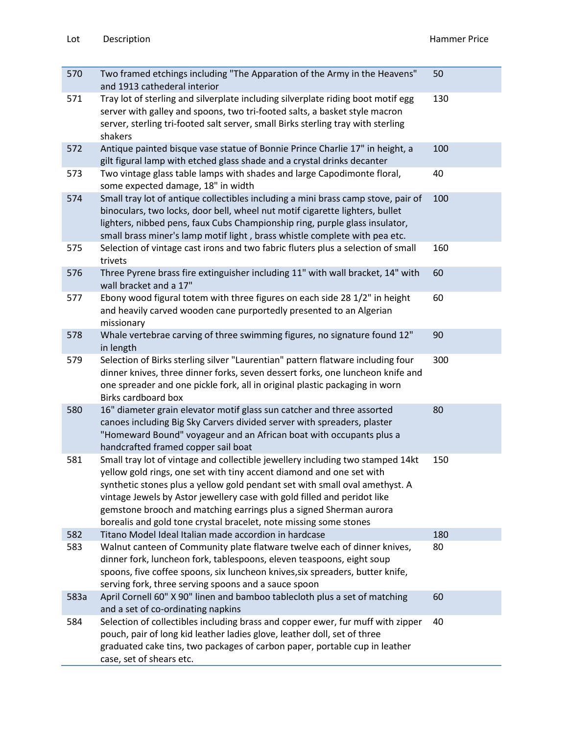| Lot | Description | Hammer Price |
|---|---|---|
| 570 | Two framed etchings including "The Apparation of the Army in the Heavens" and 1913 cathederal interior | 50 |
| 571 | Tray lot of sterling and silverplate including silverplate riding boot motif egg server with galley and spoons, two tri-footed salts, a basket style macron server, sterling tri-footed salt server, small Birks sterling tray with sterling shakers | 130 |
| 572 | Antique painted bisque vase statue of Bonnie Prince Charlie 17" in height, a gilt figural lamp with etched glass shade and a crystal drinks decanter | 100 |
| 573 | Two vintage glass table lamps with shades and large Capodimonte floral, some expected damage, 18" in width | 40 |
| 574 | Small tray lot of antique collectibles including a mini brass camp stove, pair of binoculars, two locks, door bell, wheel nut motif cigarette lighters, bullet lighters, nibbed pens, faux Cubs Championship ring, purple glass insulator, small brass miner's lamp motif light , brass whistle complete with pea etc. | 100 |
| 575 | Selection of vintage cast irons and two fabric fluters plus a selection of small trivets | 160 |
| 576 | Three Pyrene brass fire extinguisher including 11" with wall bracket, 14" with wall bracket and a 17" | 60 |
| 577 | Ebony wood figural totem with three figures on each side 28 1/2" in height and heavily carved wooden cane purportedly presented to an Algerian missionary | 60 |
| 578 | Whale vertebrae carving of three swimming figures, no signature found 12" in length | 90 |
| 579 | Selection of Birks sterling silver "Laurentian" pattern flatware including four dinner knives, three dinner forks, seven dessert forks, one luncheon knife and one spreader and one pickle fork, all in original plastic packaging in worn Birks cardboard box | 300 |
| 580 | 16" diameter grain elevator motif glass sun catcher and three assorted canoes including Big Sky Carvers divided server with spreaders, plaster "Homeward Bound" voyageur and an African boat with occupants plus a handcrafted framed copper sail boat | 80 |
| 581 | Small tray lot of vintage and collectible jewellery including two stamped 14kt yellow gold rings, one set with tiny accent diamond and one set with synthetic stones plus a yellow gold pendant set with small oval amethyst. A vintage Jewels by Astor jewellery case with gold filled and peridot like gemstone brooch and matching earrings plus a signed Sherman aurora borealis and gold tone crystal bracelet, note missing some stones | 150 |
| 582 | Titano Model Ideal Italian made accordion in hardcase | 180 |
| 583 | Walnut canteen of Community plate flatware twelve each of dinner knives, dinner fork, luncheon fork, tablespoons, eleven teaspoons, eight soup spoons, five coffee spoons, six luncheon knives,six spreaders, butter knife, serving fork, three serving spoons and a sauce spoon | 80 |
| 583a | April Cornell 60" X 90" linen and bamboo tablecloth plus a set of matching and a set of co-ordinating napkins | 60 |
| 584 | Selection of collectibles including brass and copper ewer, fur muff with zipper pouch, pair of long kid leather ladies glove, leather doll, set of three graduated cake tins, two packages of carbon paper, portable cup in leather case, set of shears etc. | 40 |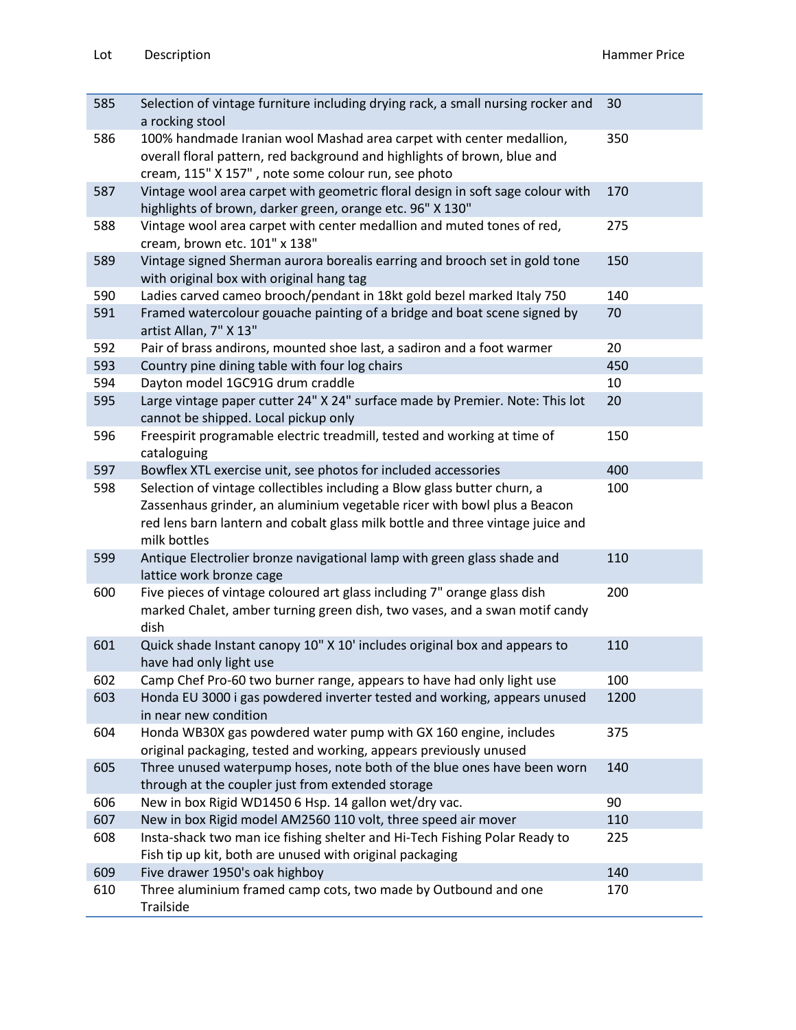| Lot | Description | Hammer Price |
|---|---|---|
| 585 | Selection of vintage furniture including drying rack, a small nursing rocker and a rocking stool | 30 |
| 586 | 100% handmade Iranian wool Mashad area carpet with center medallion, overall floral pattern, red background and highlights of brown, blue and cream, 115" X 157" , note some colour run, see photo | 350 |
| 587 | Vintage wool area carpet with geometric floral design in soft sage colour with highlights of brown, darker green, orange etc. 96" X 130" | 170 |
| 588 | Vintage wool area carpet with center medallion and muted tones of red, cream, brown etc. 101" x 138" | 275 |
| 589 | Vintage signed Sherman aurora borealis earring and brooch set in gold tone with original box with original hang tag | 150 |
| 590 | Ladies carved cameo brooch/pendant in 18kt gold bezel marked Italy 750 | 140 |
| 591 | Framed watercolour gouache painting of a bridge and boat scene signed by artist Allan, 7" X 13" | 70 |
| 592 | Pair of brass andirons, mounted shoe last, a sadiron and a foot warmer | 20 |
| 593 | Country pine dining table with four log chairs | 450 |
| 594 | Dayton model 1GC91G drum craddle | 10 |
| 595 | Large vintage paper cutter 24" X 24" surface made by Premier. Note: This lot cannot be shipped. Local pickup only | 20 |
| 596 | Freespirit programable electric treadmill, tested and working at time of cataloguing | 150 |
| 597 | Bowflex XTL exercise unit, see photos for included accessories | 400 |
| 598 | Selection of vintage collectibles including a Blow glass butter churn, a Zassenhaus grinder, an aluminium vegetable ricer with bowl plus a Beacon red lens barn lantern and cobalt glass milk bottle and three vintage juice and milk bottles | 100 |
| 599 | Antique Electrolier bronze navigational lamp with green glass shade and lattice work bronze cage | 110 |
| 600 | Five pieces of vintage coloured art glass including 7" orange glass dish marked Chalet, amber turning green dish, two vases, and a swan motif candy dish | 200 |
| 601 | Quick shade Instant canopy 10" X 10' includes original box and appears to have had only light use | 110 |
| 602 | Camp Chef Pro-60 two burner range, appears to have had only light use | 100 |
| 603 | Honda EU 3000 i gas powdered inverter tested and working, appears unused in near new condition | 1200 |
| 604 | Honda WB30X gas powdered water pump with GX 160 engine, includes original packaging, tested and working, appears previously unused | 375 |
| 605 | Three unused waterpump hoses, note both of the blue ones have been worn through at the coupler just from extended storage | 140 |
| 606 | New in box Rigid WD1450 6 Hsp. 14 gallon wet/dry vac. | 90 |
| 607 | New in box Rigid model AM2560 110 volt, three speed air mover | 110 |
| 608 | Insta-shack two man ice fishing shelter and Hi-Tech Fishing Polar Ready to Fish tip up kit, both are unused with original packaging | 225 |
| 609 | Five drawer 1950's oak highboy | 140 |
| 610 | Three aluminium framed camp cots, two made by Outbound and one Trailside | 170 |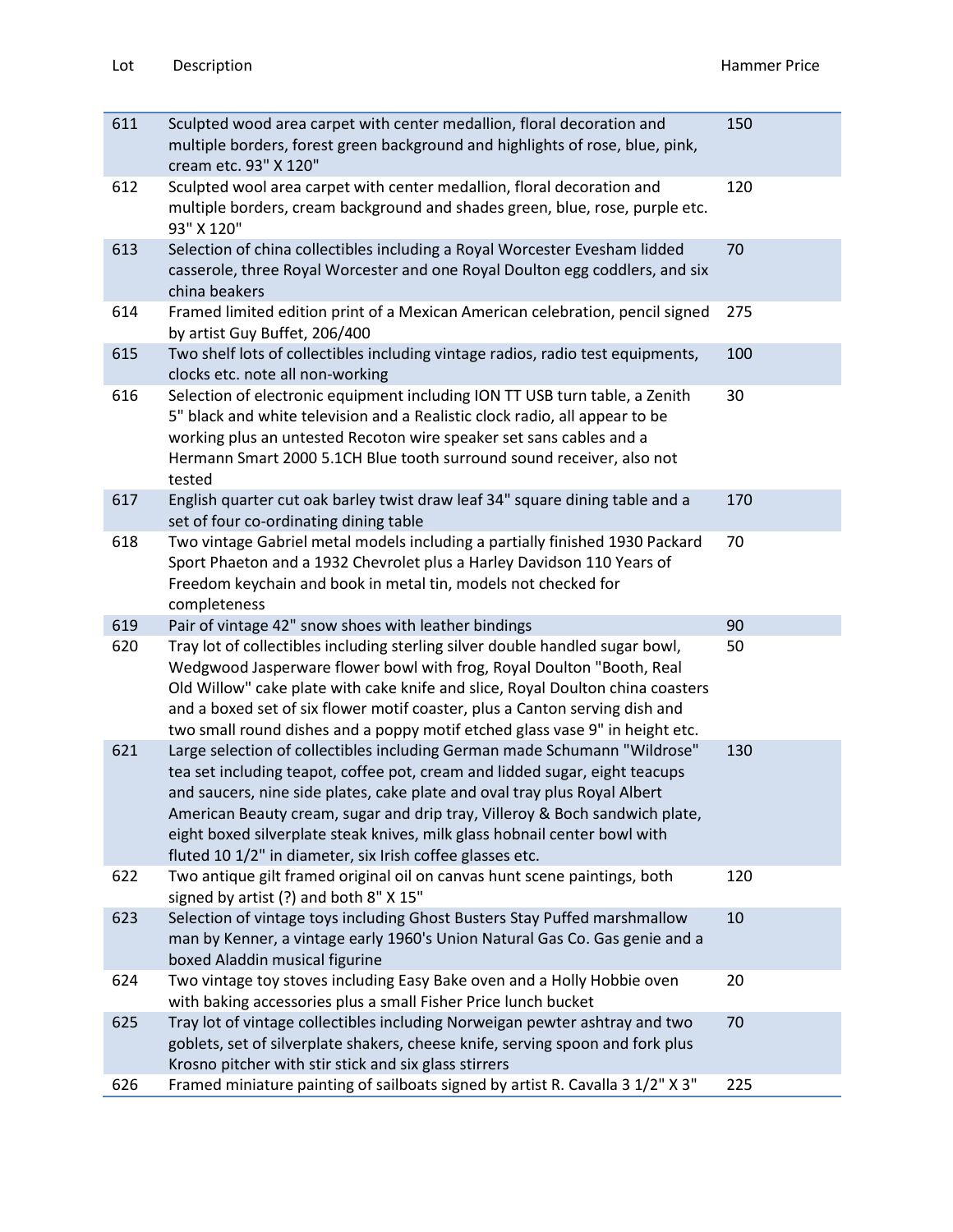| Lot | Description | Hammer Price |
|---|---|---|
| 611 | Sculpted wood area carpet with center medallion, floral decoration and multiple borders, forest green background and highlights of rose, blue, pink, cream etc. 93" X 120" | 150 |
| 612 | Sculpted wool area carpet with center medallion, floral decoration and multiple borders, cream background and shades green, blue, rose, purple etc. 93" X 120" | 120 |
| 613 | Selection of china collectibles including a Royal Worcester Evesham lidded casserole, three Royal Worcester and one Royal Doulton egg coddlers, and six china beakers | 70 |
| 614 | Framed limited edition print of a Mexican American celebration, pencil signed by artist Guy Buffet, 206/400 | 275 |
| 615 | Two shelf lots of collectibles including vintage radios, radio test equipments, clocks etc. note all non-working | 100 |
| 616 | Selection of electronic equipment including ION TT USB turn table, a Zenith 5" black and white television and a Realistic clock radio, all appear to be working plus an untested Recoton wire speaker set sans cables and a Hermann Smart 2000 5.1CH Blue tooth surround sound receiver, also not tested | 30 |
| 617 | English quarter cut oak barley twist draw leaf 34" square dining table and a set of four co-ordinating dining table | 170 |
| 618 | Two vintage Gabriel metal models including a partially finished 1930 Packard Sport Phaeton and a 1932 Chevrolet plus a Harley Davidson 110 Years of Freedom keychain and book in metal tin, models not checked for completeness | 70 |
| 619 | Pair of vintage 42" snow shoes with leather bindings | 90 |
| 620 | Tray lot of collectibles including sterling silver double handled sugar bowl, Wedgwood Jasperware flower bowl with frog, Royal Doulton "Booth, Real Old Willow" cake plate with cake knife and slice, Royal Doulton china coasters and a boxed set of six flower motif coaster, plus a Canton serving dish and two small round dishes and a poppy motif etched glass vase 9" in height etc. | 50 |
| 621 | Large selection of collectibles including German made Schumann "Wildrose" tea set including teapot, coffee pot, cream and lidded sugar, eight teacups and saucers, nine side plates, cake plate and oval tray plus Royal Albert American Beauty cream, sugar and drip tray, Villeroy & Boch sandwich plate, eight boxed silverplate steak knives, milk glass hobnail center bowl with fluted 10 1/2" in diameter, six Irish coffee glasses etc. | 130 |
| 622 | Two antique gilt framed original oil on canvas hunt scene paintings, both signed by artist (?) and both 8" X 15" | 120 |
| 623 | Selection of vintage toys including Ghost Busters Stay Puffed marshmallow man by Kenner, a vintage early 1960's Union Natural Gas Co. Gas genie and a boxed Aladdin musical figurine | 10 |
| 624 | Two vintage toy stoves including Easy Bake oven and a Holly Hobbie oven with baking accessories plus a small Fisher Price lunch bucket | 20 |
| 625 | Tray lot of vintage collectibles including Norweigan pewter ashtray and two goblets, set of silverplate shakers, cheese knife, serving spoon and fork plus Krosno pitcher with stir stick and six glass stirrers | 70 |
| 626 | Framed miniature painting of sailboats signed by artist R. Cavalla 3 1/2" X 3" | 225 |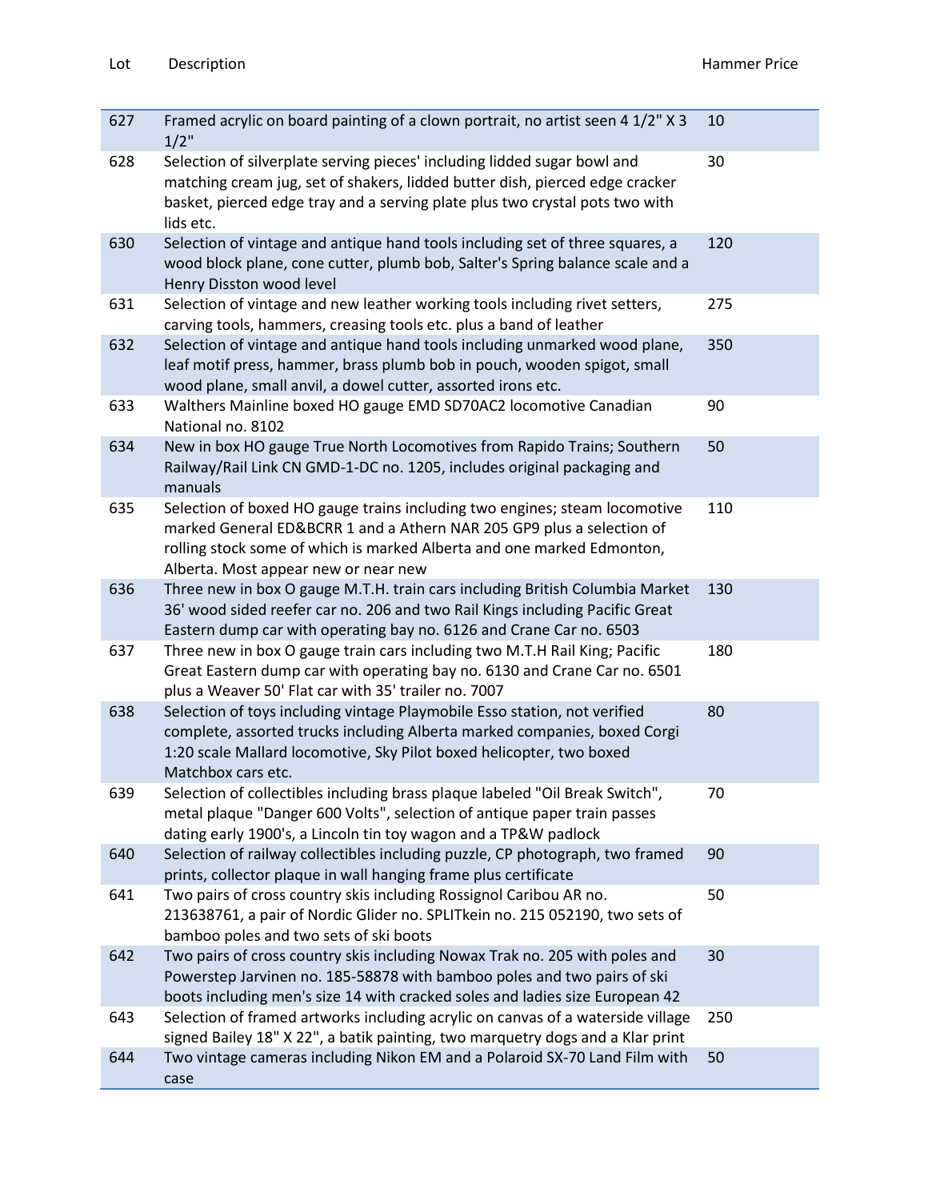| Lot | Description | Hammer Price |
| --- | --- | --- |
| 627 | Framed acrylic on board painting of a clown portrait, no artist seen 4 1/2" X 3 1/2" | 10 |
| 628 | Selection of silverplate serving pieces' including lidded sugar bowl and matching cream jug, set of shakers, lidded butter dish, pierced edge cracker basket, pierced edge tray and a serving plate plus two crystal pots two with lids etc. | 30 |
| 630 | Selection of vintage and antique hand tools including set of three squares, a wood block plane, cone cutter, plumb bob, Salter's Spring balance scale and a Henry Disston wood level | 120 |
| 631 | Selection of vintage and new leather working tools including rivet setters, carving tools, hammers, creasing tools etc. plus a band of leather | 275 |
| 632 | Selection of vintage and antique hand tools including unmarked wood plane, leaf motif press, hammer, brass plumb bob in pouch, wooden spigot, small wood plane, small anvil, a dowel cutter, assorted irons etc. | 350 |
| 633 | Walthers Mainline boxed HO gauge EMD SD70AC2 locomotive Canadian National no. 8102 | 90 |
| 634 | New in box HO gauge True North Locomotives from Rapido Trains; Southern Railway/Rail Link CN GMD-1-DC no. 1205, includes original packaging and manuals | 50 |
| 635 | Selection of boxed HO gauge trains including two engines; steam locomotive marked General ED&BCRR 1 and a Athern NAR 205 GP9 plus a selection of rolling stock some of which is marked Alberta and one marked Edmonton, Alberta. Most appear new or near new | 110 |
| 636 | Three new in box O gauge M.T.H. train cars including British Columbia Market 36' wood sided reefer car no. 206 and two Rail Kings including Pacific Great Eastern dump car with operating bay no. 6126 and Crane Car no. 6503 | 130 |
| 637 | Three new in box O gauge train cars including two M.T.H Rail King; Pacific Great Eastern dump car with operating bay no. 6130 and Crane Car no. 6501 plus a Weaver 50' Flat car with 35' trailer no. 7007 | 180 |
| 638 | Selection of toys including vintage Playmobile Esso station, not verified complete, assorted trucks including Alberta marked companies, boxed Corgi 1:20 scale Mallard locomotive, Sky Pilot boxed helicopter, two boxed Matchbox cars etc. | 80 |
| 639 | Selection of collectibles including brass plaque labeled "Oil Break Switch", metal plaque "Danger 600 Volts", selection of antique paper train passes dating early 1900's, a Lincoln tin toy wagon and a TP&W padlock | 70 |
| 640 | Selection of railway collectibles including puzzle, CP photograph, two framed prints, collector plaque in wall hanging frame plus certificate | 90 |
| 641 | Two pairs of cross country skis including Rossignol Caribou AR no. 213638761, a pair of Nordic Glider no. SPLITkein no. 215 052190, two sets of bamboo poles and two sets of ski boots | 50 |
| 642 | Two pairs of cross country skis including Nowax Trak no. 205 with poles and Powerstep Jarvinen no. 185-58878 with bamboo poles and two pairs of ski boots including men's size 14 with cracked soles and ladies size European 42 | 30 |
| 643 | Selection of framed artworks including acrylic on canvas of a waterside village signed Bailey 18" X 22", a batik painting, two marquetry dogs and a Klar print | 250 |
| 644 | Two vintage cameras including Nikon EM and a Polaroid SX-70 Land Film with case | 50 |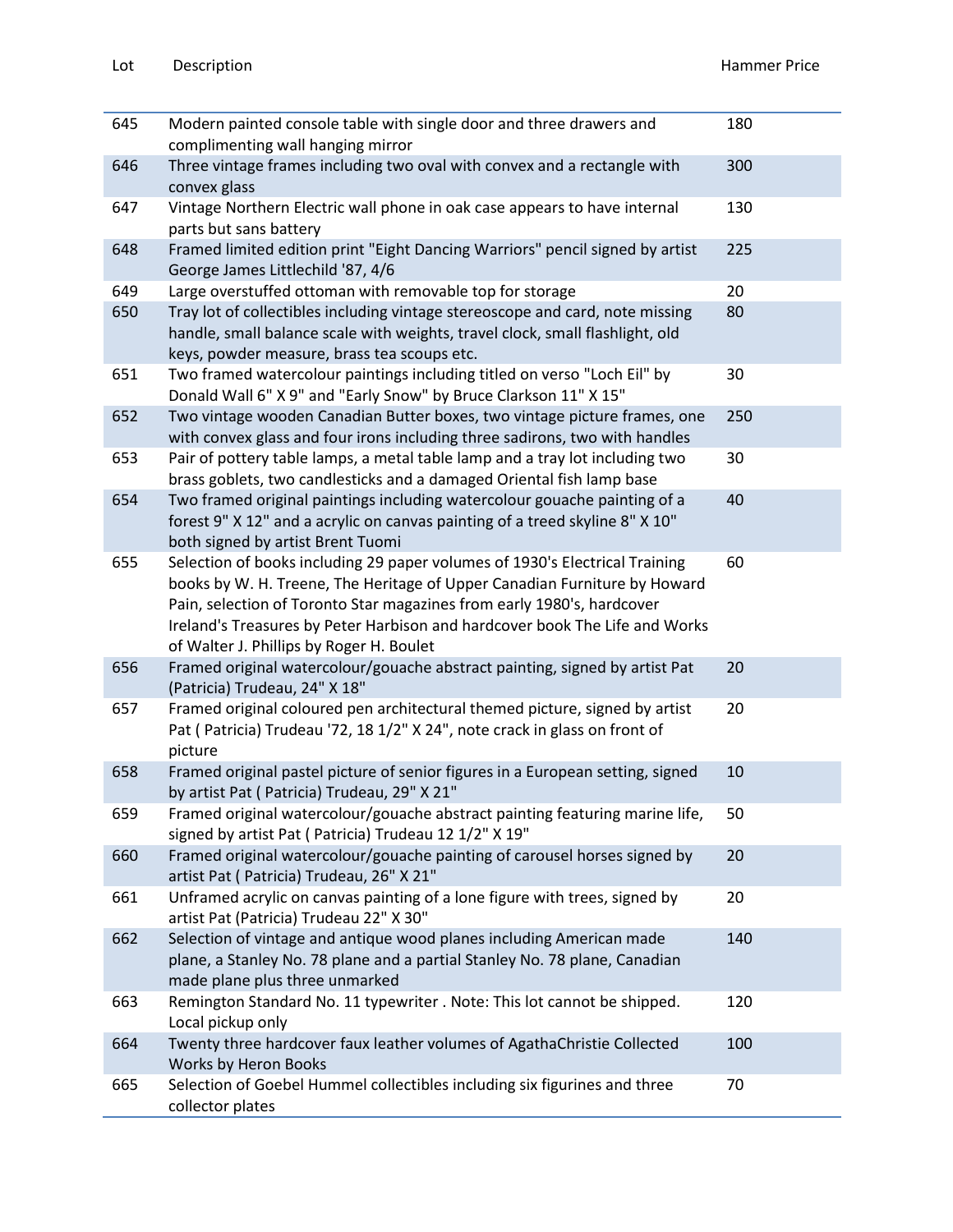| Lot | Description | Hammer Price |
|---|---|---|
| 645 | Modern painted console table with single door and three drawers and complimenting wall hanging mirror | 180 |
| 646 | Three vintage frames including two oval with convex and a rectangle with convex glass | 300 |
| 647 | Vintage Northern Electric wall phone in oak case appears to have internal parts but sans battery | 130 |
| 648 | Framed limited edition print "Eight Dancing Warriors" pencil signed by artist George James Littlechild '87, 4/6 | 225 |
| 649 | Large overstuffed ottoman with removable top for storage | 20 |
| 650 | Tray lot of collectibles including vintage stereoscope and card, note missing handle, small balance scale with weights, travel clock, small flashlight, old keys, powder measure, brass tea scoups etc. | 80 |
| 651 | Two framed watercolour paintings including titled on verso "Loch Eil" by Donald Wall 6" X 9" and "Early Snow" by Bruce Clarkson 11" X 15" | 30 |
| 652 | Two vintage wooden Canadian Butter boxes, two vintage picture frames, one with convex glass and four irons including three sadirons, two with handles | 250 |
| 653 | Pair of pottery table lamps, a metal table lamp and a tray lot including two brass goblets, two candlesticks and a damaged Oriental fish lamp base | 30 |
| 654 | Two framed original paintings including watercolour gouache painting of a forest 9" X 12" and a acrylic on canvas painting of a treed skyline 8" X 10" both signed by artist Brent Tuomi | 40 |
| 655 | Selection of books including 29 paper volumes of 1930's Electrical Training books by W. H. Treene, The Heritage of Upper Canadian Furniture by Howard Pain, selection of Toronto Star magazines from early 1980's, hardcover Ireland's Treasures by Peter Harbison and hardcover book The Life and Works of Walter J. Phillips by Roger H. Boulet | 60 |
| 656 | Framed original watercolour/gouache abstract painting, signed by artist Pat (Patricia) Trudeau, 24" X 18" | 20 |
| 657 | Framed original coloured pen architectural themed picture, signed by artist Pat ( Patricia) Trudeau '72, 18 1/2" X 24", note crack in glass on front of picture | 20 |
| 658 | Framed original pastel picture of senior figures in a European setting, signed by artist Pat ( Patricia) Trudeau, 29" X 21" | 10 |
| 659 | Framed original watercolour/gouache abstract painting featuring marine life, signed by artist Pat ( Patricia) Trudeau 12 1/2" X 19" | 50 |
| 660 | Framed original watercolour/gouache painting of carousel horses signed by artist Pat ( Patricia) Trudeau, 26" X 21" | 20 |
| 661 | Unframed acrylic on canvas painting of a lone figure with trees, signed by artist Pat (Patricia) Trudeau 22" X 30" | 20 |
| 662 | Selection of vintage and antique wood planes including American made plane, a Stanley No. 78 plane and a partial Stanley No. 78 plane, Canadian made plane plus three unmarked | 140 |
| 663 | Remington Standard No. 11 typewriter . Note: This lot cannot be shipped. Local pickup only | 120 |
| 664 | Twenty three hardcover faux leather volumes of AgathaChristie Collected Works by Heron Books | 100 |
| 665 | Selection of Goebel Hummel collectibles including six figurines and three collector plates | 70 |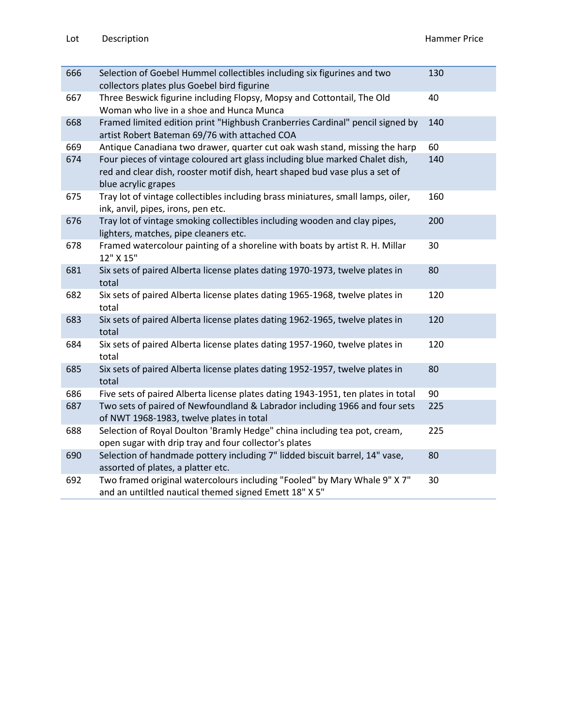| Lot | Description | Hammer Price |
| --- | --- | --- |
| 666 | Selection of Goebel Hummel collectibles including six figurines and two collectors plates plus Goebel bird figurine | 130 |
| 667 | Three Beswick figurine including Flopsy, Mopsy and Cottontail, The Old Woman who live in a shoe and Hunca Munca | 40 |
| 668 | Framed limited edition print "Highbush Cranberries Cardinal" pencil signed by artist Robert Bateman 69/76 with attached COA | 140 |
| 669 | Antique Canadiana two drawer, quarter cut oak wash stand, missing the harp | 60 |
| 674 | Four pieces of vintage coloured art glass including blue marked Chalet dish, red and clear dish, rooster motif dish, heart shaped bud vase plus a set of blue acrylic grapes | 140 |
| 675 | Tray lot of vintage collectibles including brass miniatures, small lamps, oiler, ink, anvil, pipes, irons, pen etc. | 160 |
| 676 | Tray lot of vintage smoking collectibles including wooden and clay pipes, lighters, matches, pipe cleaners etc. | 200 |
| 678 | Framed watercolour painting of a shoreline with boats by artist R. H. Millar 12" X 15" | 30 |
| 681 | Six sets of paired Alberta license plates dating 1970-1973, twelve plates in total | 80 |
| 682 | Six sets of paired Alberta license plates dating 1965-1968, twelve plates in total | 120 |
| 683 | Six sets of paired Alberta license plates dating 1962-1965, twelve plates in total | 120 |
| 684 | Six sets of paired Alberta license plates dating 1957-1960, twelve plates in total | 120 |
| 685 | Six sets of paired Alberta license plates dating 1952-1957, twelve plates in total | 80 |
| 686 | Five sets of paired Alberta license plates dating 1943-1951, ten plates in total | 90 |
| 687 | Two sets of paired of Newfoundland & Labrador including 1966 and four sets of NWT 1968-1983, twelve plates in total | 225 |
| 688 | Selection of Royal Doulton 'Bramly Hedge" china including tea pot, cream, open sugar with drip tray and four collector's plates | 225 |
| 690 | Selection of handmade pottery including 7" lidded biscuit barrel, 14" vase, assorted of plates, a platter etc. | 80 |
| 692 | Two framed original watercolours including "Fooled" by Mary Whale 9" X 7" and an untiltled nautical themed signed Emett 18" X 5" | 30 |